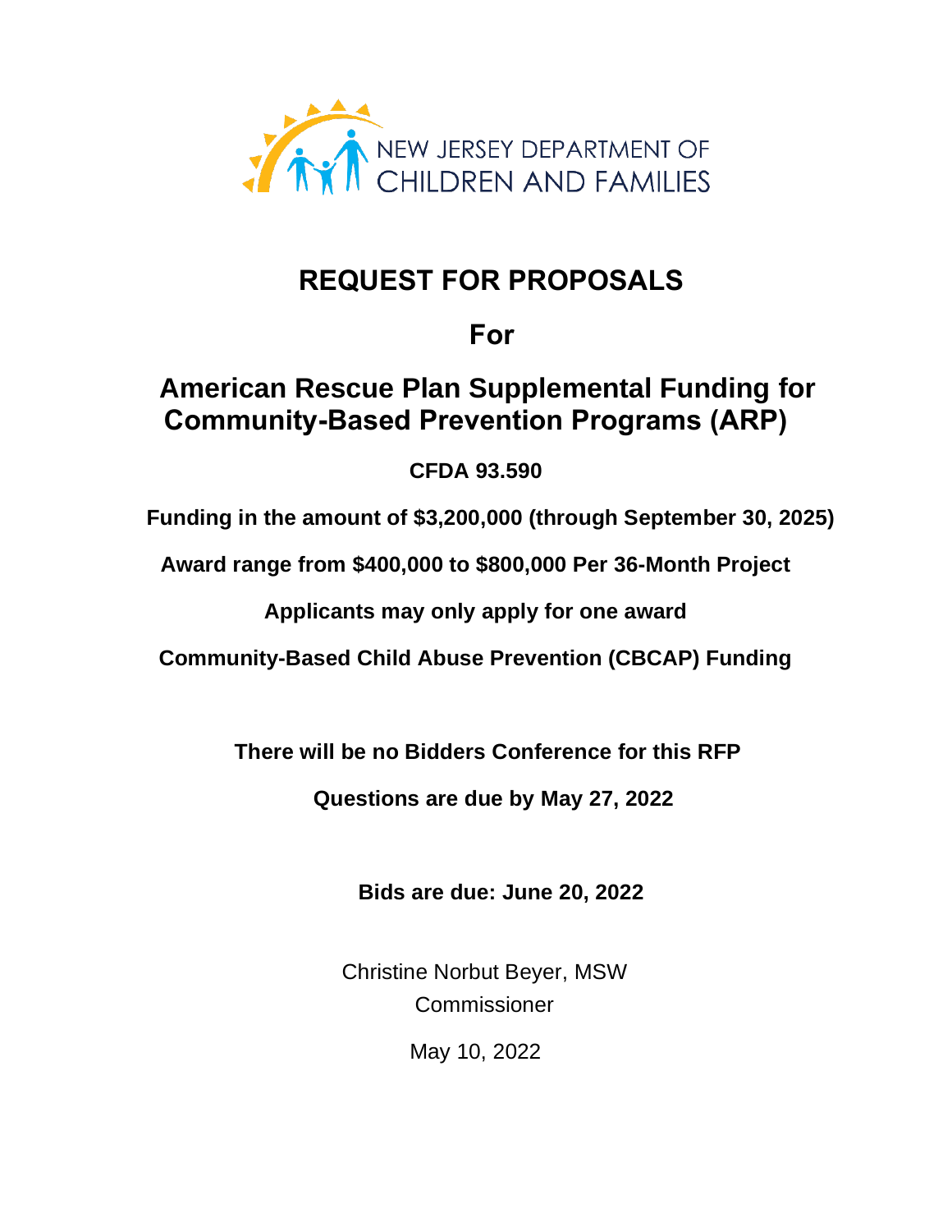NEW JERSEY DEPARTMENT OF CHILDREN AND FAMILIES

# REQUEST FOR PROPOSALS

## For

## American Rescue Plan Supplemental Funding for Community-Based Prevention Programs (ARP)

**CFDA 93.590**

**Funding in the amount of $3,200,000 (through September 30, 2025)**

**Award range from $400,000 to $800,000 Per 36-Month Project**

**Applicants may only apply for one award**

**Community-Based Child Abuse Prevention (CBCAP) Funding**

**There will be no Bidders Conference for this RFP**

**Questions are due by May 27, 2022**

**Bids are due: June 20, 2022**

Christine Norbut Beyer, MSW
Commissioner

May 10, 2022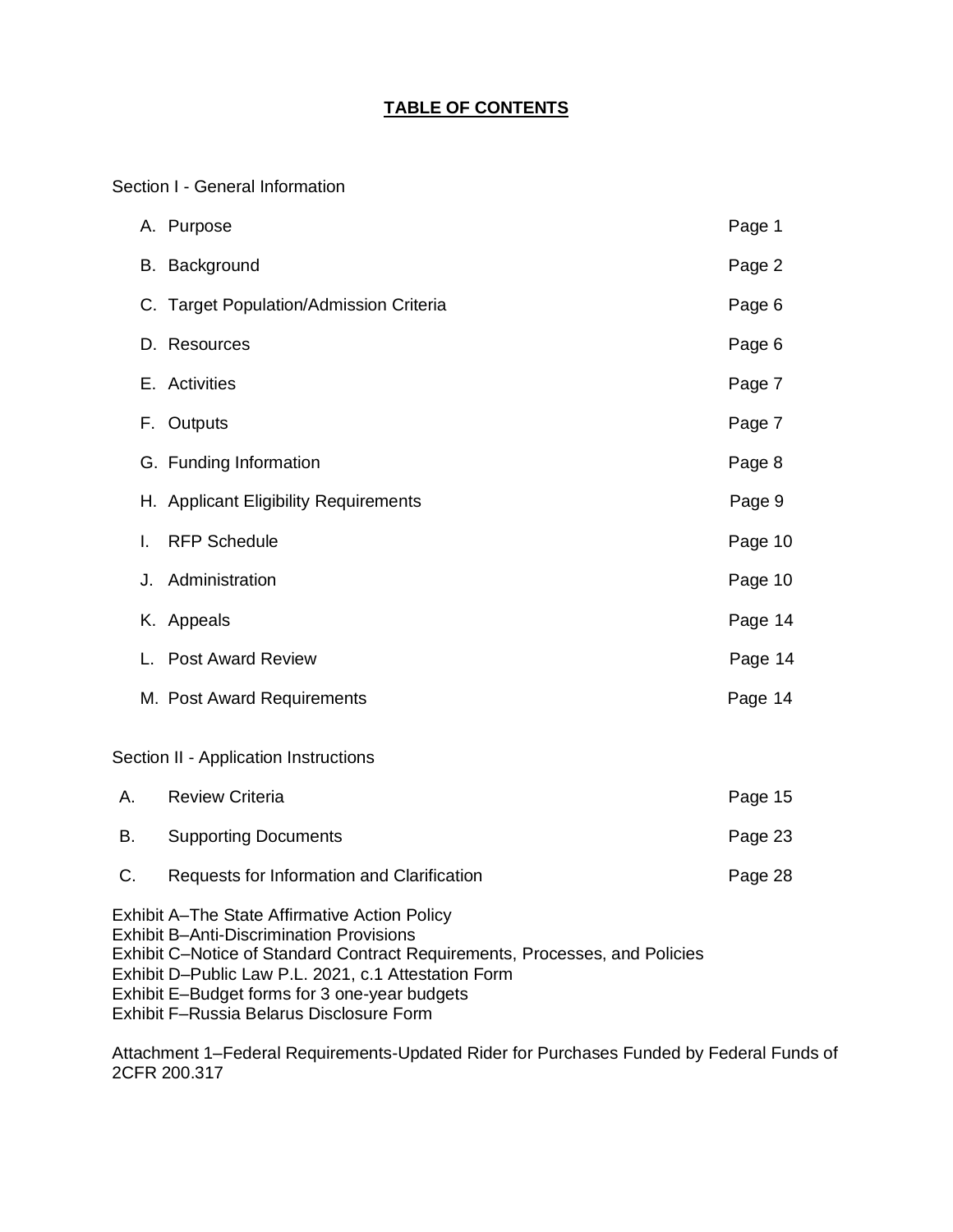# **TABLE OF CONTENTS**

Section I - General Information

| | | |
|---|---|---|
| A. | Purpose | Page 1 |
| B. | Background | Page 2 |
| C. | Target Population/Admission Criteria | Page 6 |
| D. | Resources | Page 6 |
| E. | Activities | Page 7 |
| F. | Outputs | Page 7 |
| G. | Funding Information | Page 8 |
| H. | Applicant Eligibility Requirements | Page 9 |
| I. | RFP Schedule | Page 10 |
| J. | Administration | Page 10 |
| K. | Appeals | Page 14 |
| L. | Post Award Review | Page 14 |
| M. | Post Award Requirements | Page 14 |

Section II - Application Instructions

| | | |
|---|---|---|
| A. | Review Criteria | Page 15 |
| B. | Supporting Documents | Page 23 |
| C. | Requests for Information and Clarification | Page 28 |

Exhibit A–The State Affirmative Action Policy
Exhibit B–Anti-Discrimination Provisions
Exhibit C–Notice of Standard Contract Requirements, Processes, and Policies
Exhibit D–Public Law P.L. 2021, c.1 Attestation Form
Exhibit E–Budget forms for 3 one-year budgets
Exhibit F–Russia Belarus Disclosure Form

Attachment 1–Federal Requirements-Updated Rider for Purchases Funded by Federal Funds of 2CFR 200.317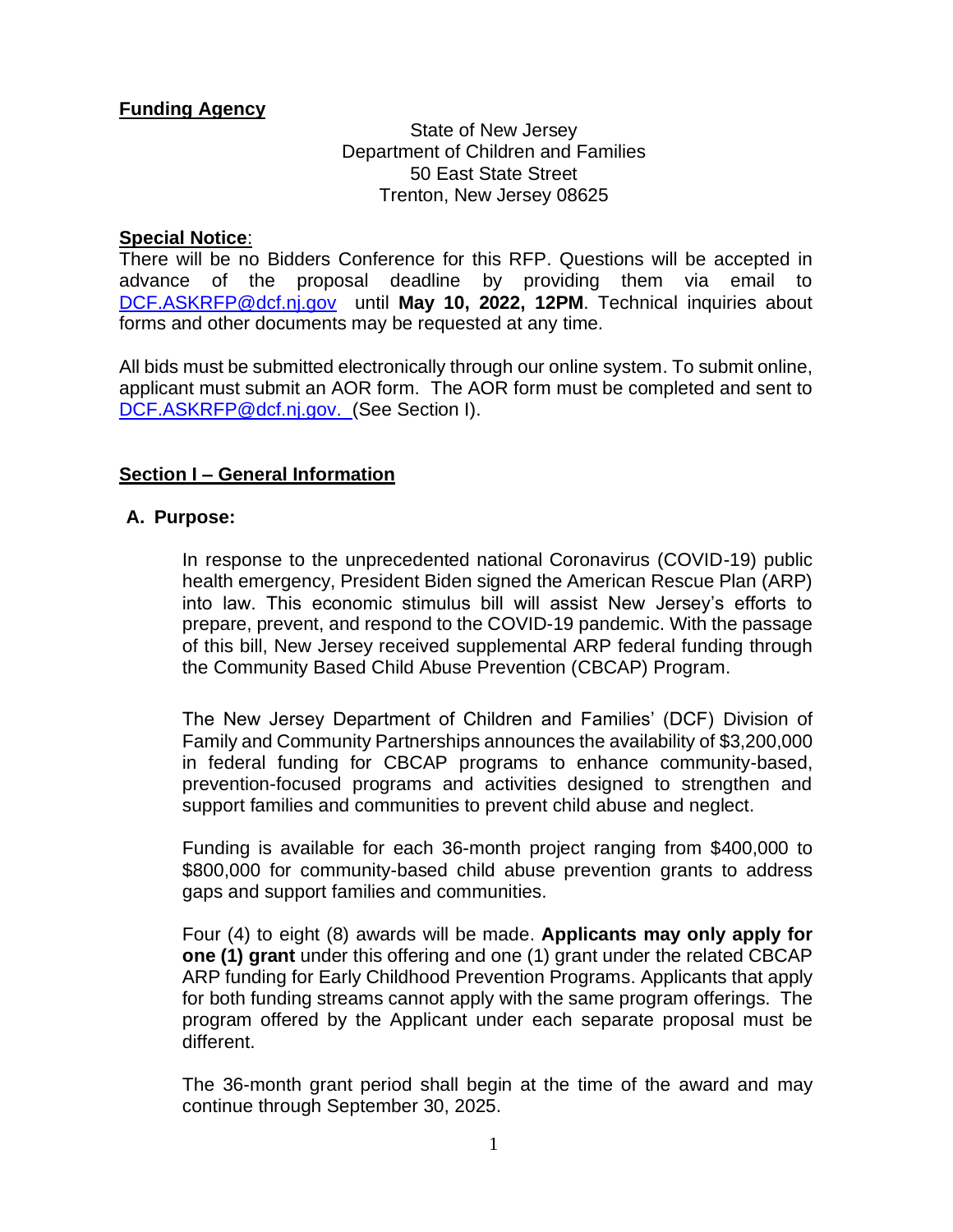**Funding Agency**

State of New Jersey
Department of Children and Families
50 East State Street
Trenton, New Jersey 08625

**Special Notice**:
There will be no Bidders Conference for this RFP. Questions will be accepted in advance of the proposal deadline by providing them via email to DCF.ASKRFP@dcf.nj.gov until **May 10, 2022, 12PM**. Technical inquiries about forms and other documents may be requested at any time.

All bids must be submitted electronically through our online system. To submit online, applicant must submit an AOR form. The AOR form must be completed and sent to DCF.ASKRFP@dcf.nj.gov. (See Section I).

## Section I – General Information

### A. Purpose:

In response to the unprecedented national Coronavirus (COVID-19) public health emergency, President Biden signed the American Rescue Plan (ARP) into law. This economic stimulus bill will assist New Jersey's efforts to prepare, prevent, and respond to the COVID-19 pandemic. With the passage of this bill, New Jersey received supplemental ARP federal funding through the Community Based Child Abuse Prevention (CBCAP) Program.

The New Jersey Department of Children and Families' (DCF) Division of Family and Community Partnerships announces the availability of $3,200,000 in federal funding for CBCAP programs to enhance community-based, prevention-focused programs and activities designed to strengthen and support families and communities to prevent child abuse and neglect.

Funding is available for each 36-month project ranging from $400,000 to $800,000 for community-based child abuse prevention grants to address gaps and support families and communities.

Four (4) to eight (8) awards will be made. **Applicants may only apply for one (1) grant** under this offering and one (1) grant under the related CBCAP ARP funding for Early Childhood Prevention Programs. Applicants that apply for both funding streams cannot apply with the same program offerings. The program offered by the Applicant under each separate proposal must be different.

The 36-month grant period shall begin at the time of the award and may continue through September 30, 2025.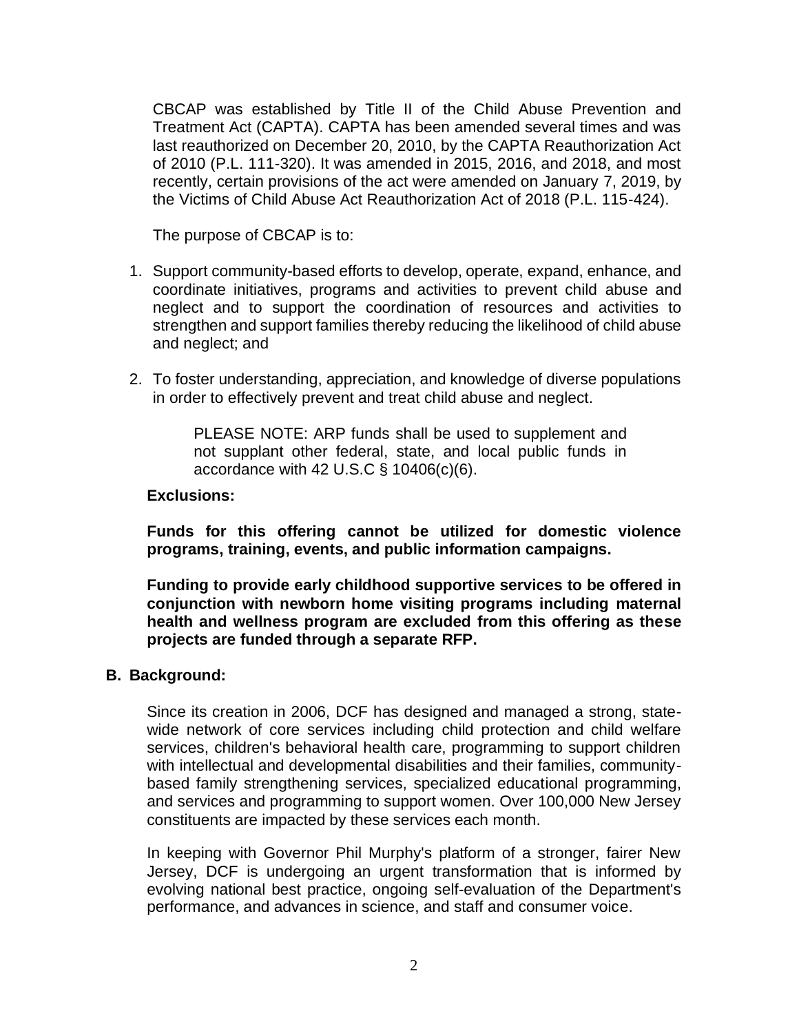CBCAP was established by Title II of the Child Abuse Prevention and Treatment Act (CAPTA). CAPTA has been amended several times and was last reauthorized on December 20, 2010, by the CAPTA Reauthorization Act of 2010 (P.L. 111-320). It was amended in 2015, 2016, and 2018, and most recently, certain provisions of the act were amended on January 7, 2019, by the Victims of Child Abuse Act Reauthorization Act of 2018 (P.L. 115-424).

The purpose of CBCAP is to:

1. Support community-based efforts to develop, operate, expand, enhance, and coordinate initiatives, programs and activities to prevent child abuse and neglect and to support the coordination of resources and activities to strengthen and support families thereby reducing the likelihood of child abuse and neglect; and

2. To foster understanding, appreciation, and knowledge of diverse populations in order to effectively prevent and treat child abuse and neglect.

> PLEASE NOTE: ARP funds shall be used to supplement and not supplant other federal, state, and local public funds in accordance with 42 U.S.C § 10406(c)(6).

**Exclusions:**

**Funds for this offering cannot be utilized for domestic violence programs, training, events, and public information campaigns.**

**Funding to provide early childhood supportive services to be offered in conjunction with newborn home visiting programs including maternal health and wellness program are excluded from this offering as these projects are funded through a separate RFP.**

## B. Background:

Since its creation in 2006, DCF has designed and managed a strong, statewide network of core services including child protection and child welfare services, children's behavioral health care, programming to support children with intellectual and developmental disabilities and their families, community-based family strengthening services, specialized educational programming, and services and programming to support women. Over 100,000 New Jersey constituents are impacted by these services each month.

In keeping with Governor Phil Murphy's platform of a stronger, fairer New Jersey, DCF is undergoing an urgent transformation that is informed by evolving national best practice, ongoing self-evaluation of the Department's performance, and advances in science, and staff and consumer voice.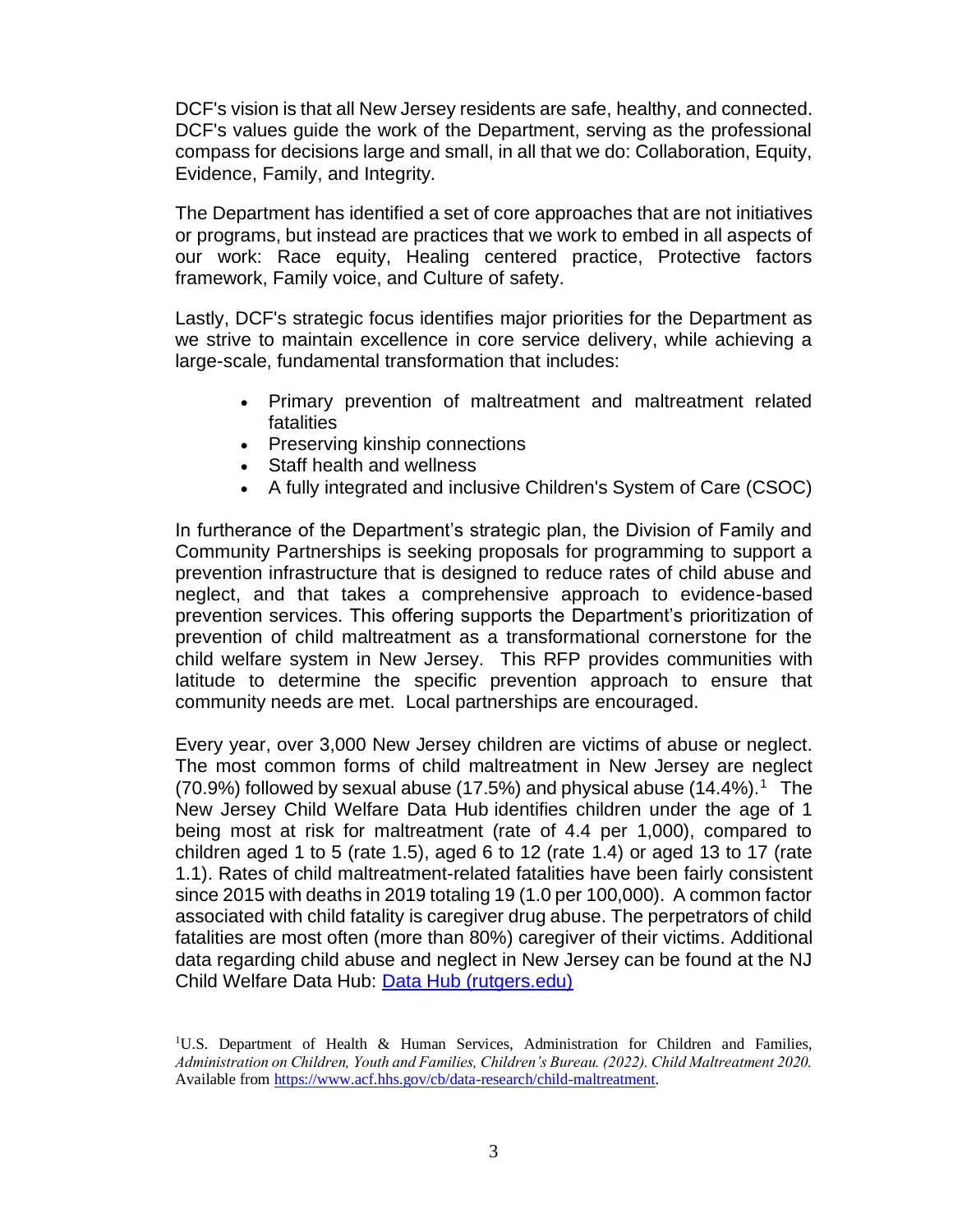DCF's vision is that all New Jersey residents are safe, healthy, and connected. DCF's values guide the work of the Department, serving as the professional compass for decisions large and small, in all that we do: Collaboration, Equity, Evidence, Family, and Integrity.

The Department has identified a set of core approaches that are not initiatives or programs, but instead are practices that we work to embed in all aspects of our work: Race equity, Healing centered practice, Protective factors framework, Family voice, and Culture of safety.

Lastly, DCF's strategic focus identifies major priorities for the Department as we strive to maintain excellence in core service delivery, while achieving a large-scale, fundamental transformation that includes:

- Primary prevention of maltreatment and maltreatment related fatalities
- Preserving kinship connections
- Staff health and wellness
- A fully integrated and inclusive Children's System of Care (CSOC)

In furtherance of the Department's strategic plan, the Division of Family and Community Partnerships is seeking proposals for programming to support a prevention infrastructure that is designed to reduce rates of child abuse and neglect, and that takes a comprehensive approach to evidence-based prevention services. This offering supports the Department's prioritization of prevention of child maltreatment as a transformational cornerstone for the child welfare system in New Jersey. This RFP provides communities with latitude to determine the specific prevention approach to ensure that community needs are met. Local partnerships are encouraged.

Every year, over 3,000 New Jersey children are victims of abuse or neglect. The most common forms of child maltreatment in New Jersey are neglect (70.9%) followed by sexual abuse (17.5%) and physical abuse (14.4%).[1] The New Jersey Child Welfare Data Hub identifies children under the age of 1 being most at risk for maltreatment (rate of 4.4 per 1,000), compared to children aged 1 to 5 (rate 1.5), aged 6 to 12 (rate 1.4) or aged 13 to 17 (rate 1.1). Rates of child maltreatment-related fatalities have been fairly consistent since 2015 with deaths in 2019 totaling 19 (1.0 per 100,000). A common factor associated with child fatality is caregiver drug abuse. The perpetrators of child fatalities are most often (more than 80%) caregiver of their victims. Additional data regarding child abuse and neglect in New Jersey can be found at the NJ Child Welfare Data Hub: [Data Hub (rutgers.edu)](Data Hub (rutgers.edu))

[1]U.S. Department of Health & Human Services, Administration for Children and Families, *Administration on Children, Youth and Families, Children's Bureau. (2022). Child Maltreatment 2020.* Available from https://www.acf.hhs.gov/cb/data-research/child-maltreatment.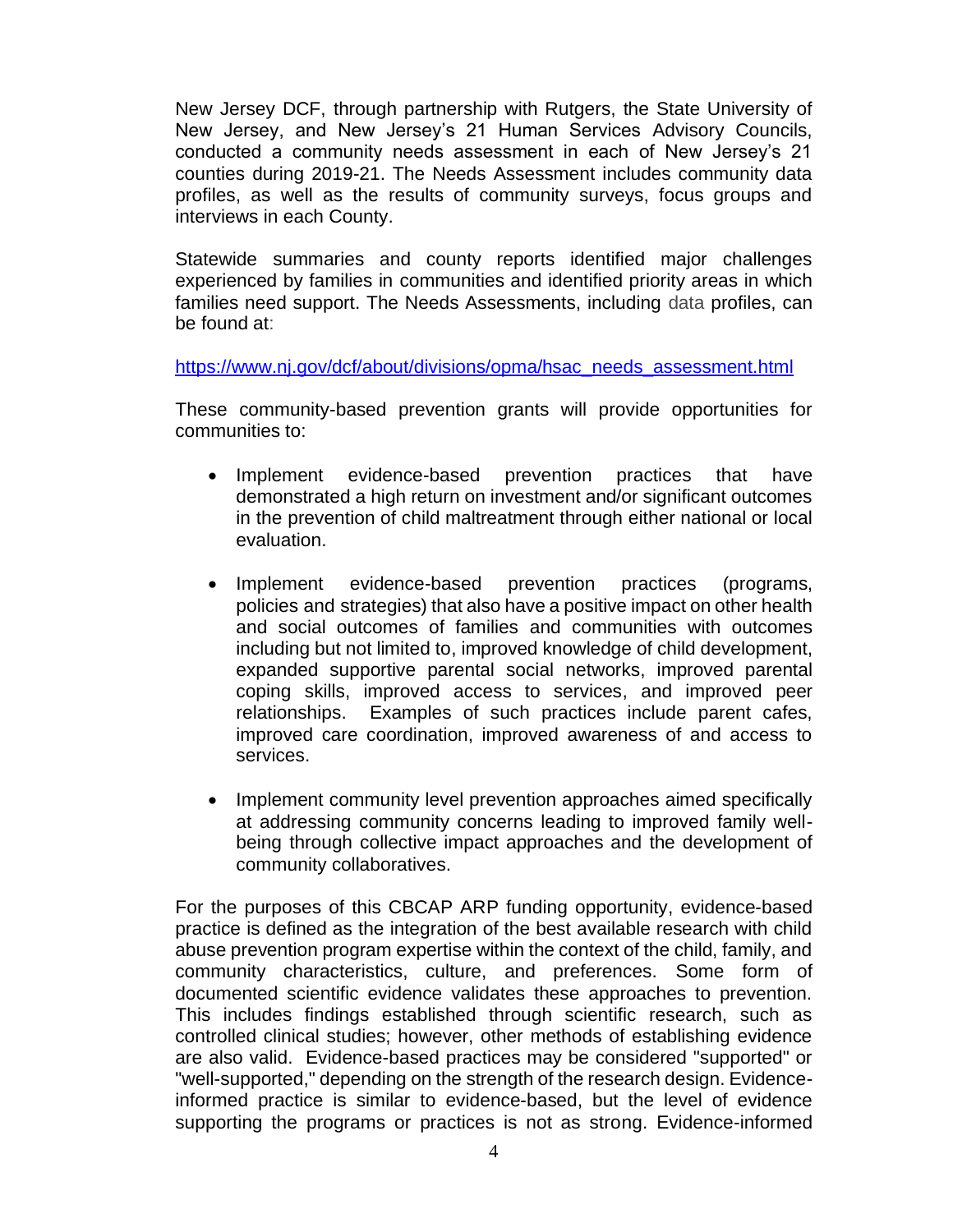New Jersey DCF, through partnership with Rutgers, the State University of New Jersey, and New Jersey's 21 Human Services Advisory Councils, conducted a community needs assessment in each of New Jersey's 21 counties during 2019-21. The Needs Assessment includes community data profiles, as well as the results of community surveys, focus groups and interviews in each County.

Statewide summaries and county reports identified major challenges experienced by families in communities and identified priority areas in which families need support. The Needs Assessments, including data profiles, can be found at:

https://www.nj.gov/dcf/about/divisions/opma/hsac_needs_assessment.html

These community-based prevention grants will provide opportunities for communities to:

- Implement evidence-based prevention practices that have demonstrated a high return on investment and/or significant outcomes in the prevention of child maltreatment through either national or local evaluation.

- Implement evidence-based prevention practices (programs, policies and strategies) that also have a positive impact on other health and social outcomes of families and communities with outcomes including but not limited to, improved knowledge of child development, expanded supportive parental social networks, improved parental coping skills, improved access to services, and improved peer relationships. Examples of such practices include parent cafes, improved care coordination, improved awareness of and access to services.

- Implement community level prevention approaches aimed specifically at addressing community concerns leading to improved family well-being through collective impact approaches and the development of community collaboratives.

For the purposes of this CBCAP ARP funding opportunity, evidence-based practice is defined as the integration of the best available research with child abuse prevention program expertise within the context of the child, family, and community characteristics, culture, and preferences. Some form of documented scientific evidence validates these approaches to prevention. This includes findings established through scientific research, such as controlled clinical studies; however, other methods of establishing evidence are also valid. Evidence-based practices may be considered "supported" or "well-supported," depending on the strength of the research design. Evidence-informed practice is similar to evidence-based, but the level of evidence supporting the programs or practices is not as strong. Evidence-informed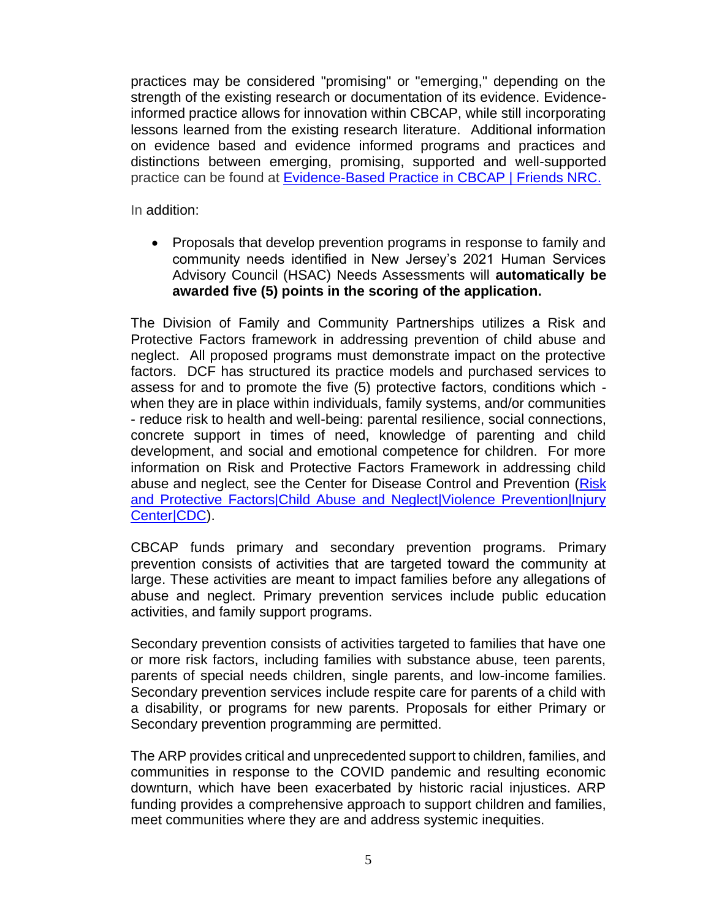practices may be considered "promising" or "emerging," depending on the strength of the existing research or documentation of its evidence. Evidence-informed practice allows for innovation within CBCAP, while still incorporating lessons learned from the existing research literature. Additional information on evidence based and evidence informed programs and practices and distinctions between emerging, promising, supported and well-supported practice can be found at Evidence-Based Practice in CBCAP | Friends NRC.

In addition:

- Proposals that develop prevention programs in response to family and community needs identified in New Jersey's 2021 Human Services Advisory Council (HSAC) Needs Assessments will **automatically be awarded five (5) points in the scoring of the application.**

The Division of Family and Community Partnerships utilizes a Risk and Protective Factors framework in addressing prevention of child abuse and neglect. All proposed programs must demonstrate impact on the protective factors. DCF has structured its practice models and purchased services to assess for and to promote the five (5) protective factors, conditions which - when they are in place within individuals, family systems, and/or communities - reduce risk to health and well-being: parental resilience, social connections, concrete support in times of need, knowledge of parenting and child development, and social and emotional competence for children. For more information on Risk and Protective Factors Framework in addressing child abuse and neglect, see the Center for Disease Control and Prevention (Risk and Protective Factors|Child Abuse and Neglect|Violence Prevention|Injury Center|CDC).

CBCAP funds primary and secondary prevention programs. Primary prevention consists of activities that are targeted toward the community at large. These activities are meant to impact families before any allegations of abuse and neglect. Primary prevention services include public education activities, and family support programs.

Secondary prevention consists of activities targeted to families that have one or more risk factors, including families with substance abuse, teen parents, parents of special needs children, single parents, and low-income families. Secondary prevention services include respite care for parents of a child with a disability, or programs for new parents. Proposals for either Primary or Secondary prevention programming are permitted.

The ARP provides critical and unprecedented support to children, families, and communities in response to the COVID pandemic and resulting economic downturn, which have been exacerbated by historic racial injustices. ARP funding provides a comprehensive approach to support children and families, meet communities where they are and address systemic inequities.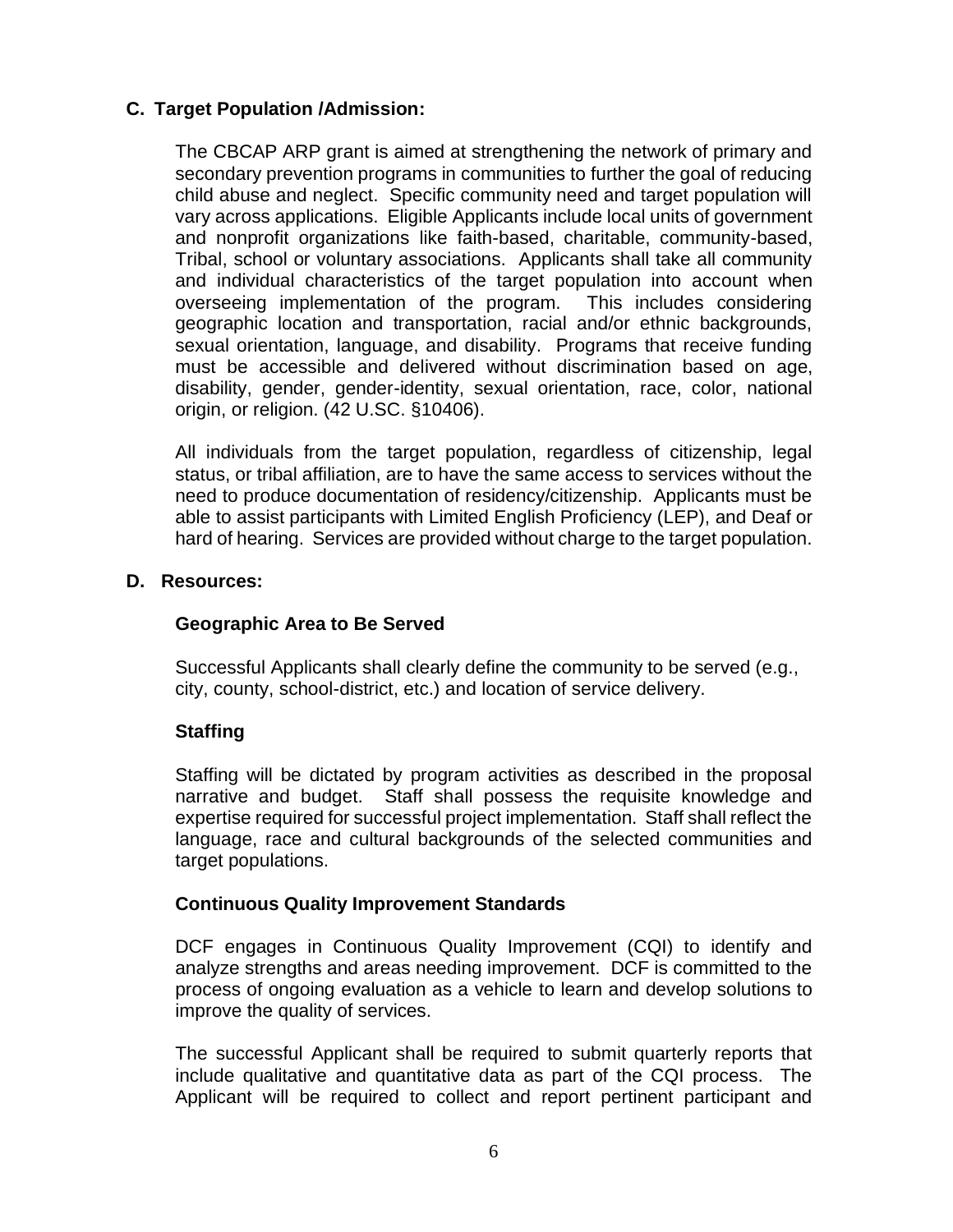## C. Target Population /Admission:

The CBCAP ARP grant is aimed at strengthening the network of primary and secondary prevention programs in communities to further the goal of reducing child abuse and neglect. Specific community need and target population will vary across applications. Eligible Applicants include local units of government and nonprofit organizations like faith-based, charitable, community-based, Tribal, school or voluntary associations. Applicants shall take all community and individual characteristics of the target population into account when overseeing implementation of the program. This includes considering geographic location and transportation, racial and/or ethnic backgrounds, sexual orientation, language, and disability. Programs that receive funding must be accessible and delivered without discrimination based on age, disability, gender, gender-identity, sexual orientation, race, color, national origin, or religion. (42 U.SC. §10406).

All individuals from the target population, regardless of citizenship, legal status, or tribal affiliation, are to have the same access to services without the need to produce documentation of residency/citizenship. Applicants must be able to assist participants with Limited English Proficiency (LEP), and Deaf or hard of hearing. Services are provided without charge to the target population.

## D. Resources:

### Geographic Area to Be Served

Successful Applicants shall clearly define the community to be served (e.g., city, county, school-district, etc.) and location of service delivery.

### Staffing

Staffing will be dictated by program activities as described in the proposal narrative and budget. Staff shall possess the requisite knowledge and expertise required for successful project implementation. Staff shall reflect the language, race and cultural backgrounds of the selected communities and target populations.

### Continuous Quality Improvement Standards

DCF engages in Continuous Quality Improvement (CQI) to identify and analyze strengths and areas needing improvement. DCF is committed to the process of ongoing evaluation as a vehicle to learn and develop solutions to improve the quality of services.

The successful Applicant shall be required to submit quarterly reports that include qualitative and quantitative data as part of the CQI process. The Applicant will be required to collect and report pertinent participant and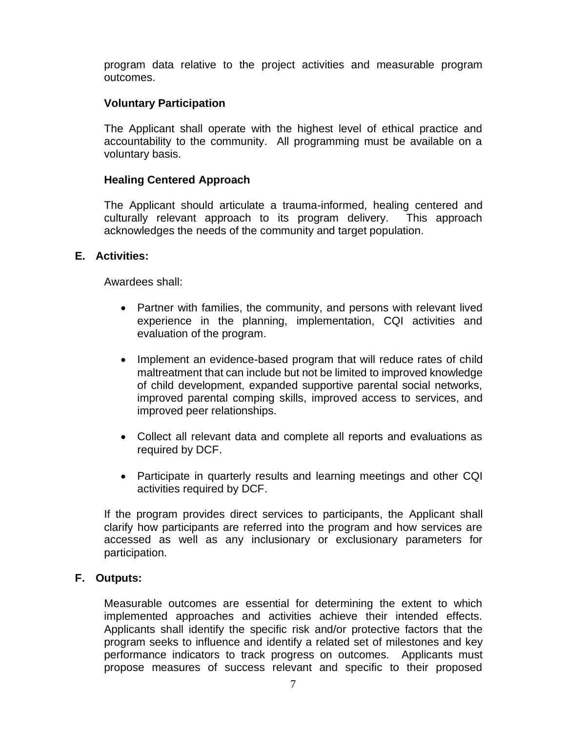program data relative to the project activities and measurable program outcomes.

**Voluntary Participation**

The Applicant shall operate with the highest level of ethical practice and accountability to the community. All programming must be available on a voluntary basis.

**Healing Centered Approach**

The Applicant should articulate a trauma-informed, healing centered and culturally relevant approach to its program delivery. This approach acknowledges the needs of the community and target population.

### E. Activities:

Awardees shall:

- Partner with families, the community, and persons with relevant lived experience in the planning, implementation, CQI activities and evaluation of the program.
- Implement an evidence-based program that will reduce rates of child maltreatment that can include but not be limited to improved knowledge of child development, expanded supportive parental social networks, improved parental comping skills, improved access to services, and improved peer relationships.
- Collect all relevant data and complete all reports and evaluations as required by DCF.
- Participate in quarterly results and learning meetings and other CQI activities required by DCF.

If the program provides direct services to participants, the Applicant shall clarify how participants are referred into the program and how services are accessed as well as any inclusionary or exclusionary parameters for participation.

### F. Outputs:

Measurable outcomes are essential for determining the extent to which implemented approaches and activities achieve their intended effects. Applicants shall identify the specific risk and/or protective factors that the program seeks to influence and identify a related set of milestones and key performance indicators to track progress on outcomes. Applicants must propose measures of success relevant and specific to their proposed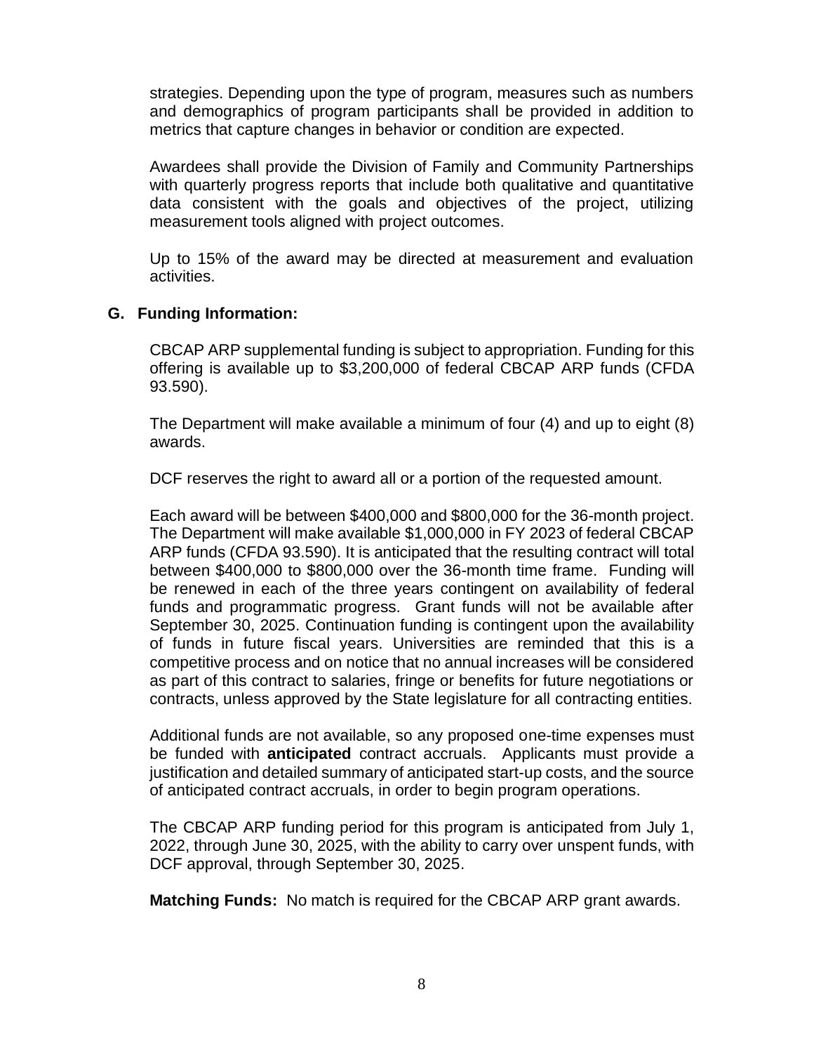strategies. Depending upon the type of program, measures such as numbers and demographics of program participants shall be provided in addition to metrics that capture changes in behavior or condition are expected.

Awardees shall provide the Division of Family and Community Partnerships with quarterly progress reports that include both qualitative and quantitative data consistent with the goals and objectives of the project, utilizing measurement tools aligned with project outcomes.

Up to 15% of the award may be directed at measurement and evaluation activities.

**G. Funding Information:**

CBCAP ARP supplemental funding is subject to appropriation. Funding for this offering is available up to $3,200,000 of federal CBCAP ARP funds (CFDA 93.590).

The Department will make available a minimum of four (4) and up to eight (8) awards.

DCF reserves the right to award all or a portion of the requested amount.

Each award will be between $400,000 and $800,000 for the 36-month project. The Department will make available $1,000,000 in FY 2023 of federal CBCAP ARP funds (CFDA 93.590). It is anticipated that the resulting contract will total between $400,000 to $800,000 over the 36-month time frame. Funding will be renewed in each of the three years contingent on availability of federal funds and programmatic progress. Grant funds will not be available after September 30, 2025. Continuation funding is contingent upon the availability of funds in future fiscal years. Universities are reminded that this is a competitive process and on notice that no annual increases will be considered as part of this contract to salaries, fringe or benefits for future negotiations or contracts, unless approved by the State legislature for all contracting entities.

Additional funds are not available, so any proposed one-time expenses must be funded with **anticipated** contract accruals. Applicants must provide a justification and detailed summary of anticipated start-up costs, and the source of anticipated contract accruals, in order to begin program operations.

The CBCAP ARP funding period for this program is anticipated from July 1, 2022, through June 30, 2025, with the ability to carry over unspent funds, with DCF approval, through September 30, 2025.

**Matching Funds:** No match is required for the CBCAP ARP grant awards.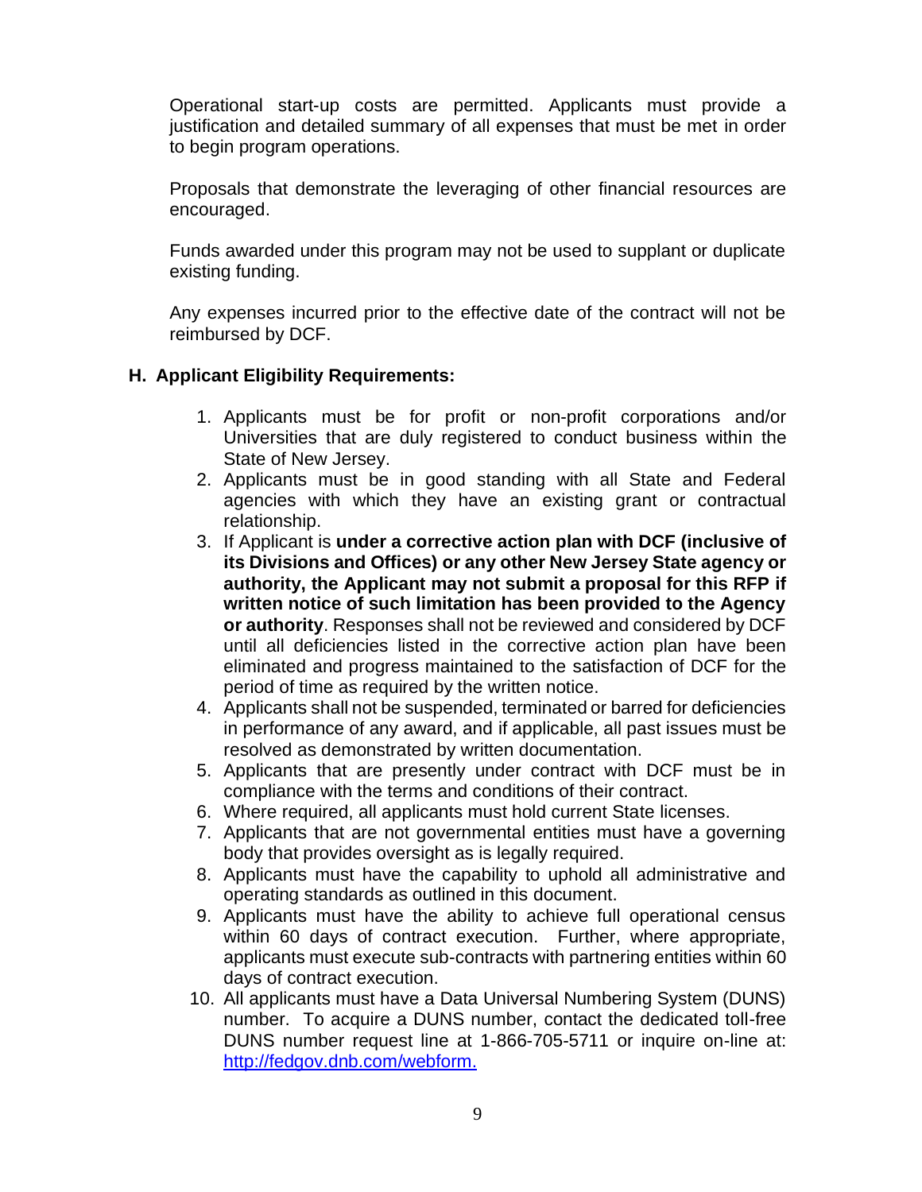Operational start-up costs are permitted. Applicants must provide a justification and detailed summary of all expenses that must be met in order to begin program operations.

Proposals that demonstrate the leveraging of other financial resources are encouraged.

Funds awarded under this program may not be used to supplant or duplicate existing funding.

Any expenses incurred prior to the effective date of the contract will not be reimbursed by DCF.

## H. Applicant Eligibility Requirements:

1. Applicants must be for profit or non-profit corporations and/or Universities that are duly registered to conduct business within the State of New Jersey.
2. Applicants must be in good standing with all State and Federal agencies with which they have an existing grant or contractual relationship.
3. If Applicant is **under a corrective action plan with DCF (inclusive of its Divisions and Offices) or any other New Jersey State agency or authority, the Applicant may not submit a proposal for this RFP if written notice of such limitation has been provided to the Agency or authority**. Responses shall not be reviewed and considered by DCF until all deficiencies listed in the corrective action plan have been eliminated and progress maintained to the satisfaction of DCF for the period of time as required by the written notice.
4. Applicants shall not be suspended, terminated or barred for deficiencies in performance of any award, and if applicable, all past issues must be resolved as demonstrated by written documentation.
5. Applicants that are presently under contract with DCF must be in compliance with the terms and conditions of their contract.
6. Where required, all applicants must hold current State licenses.
7. Applicants that are not governmental entities must have a governing body that provides oversight as is legally required.
8. Applicants must have the capability to uphold all administrative and operating standards as outlined in this document.
9. Applicants must have the ability to achieve full operational census within 60 days of contract execution. Further, where appropriate, applicants must execute sub-contracts with partnering entities within 60 days of contract execution.
10. All applicants must have a Data Universal Numbering System (DUNS) number. To acquire a DUNS number, contact the dedicated toll-free DUNS number request line at 1-866-705-5711 or inquire on-line at: [http://fedgov.dnb.com/webform.](http://fedgov.dnb.com/webform)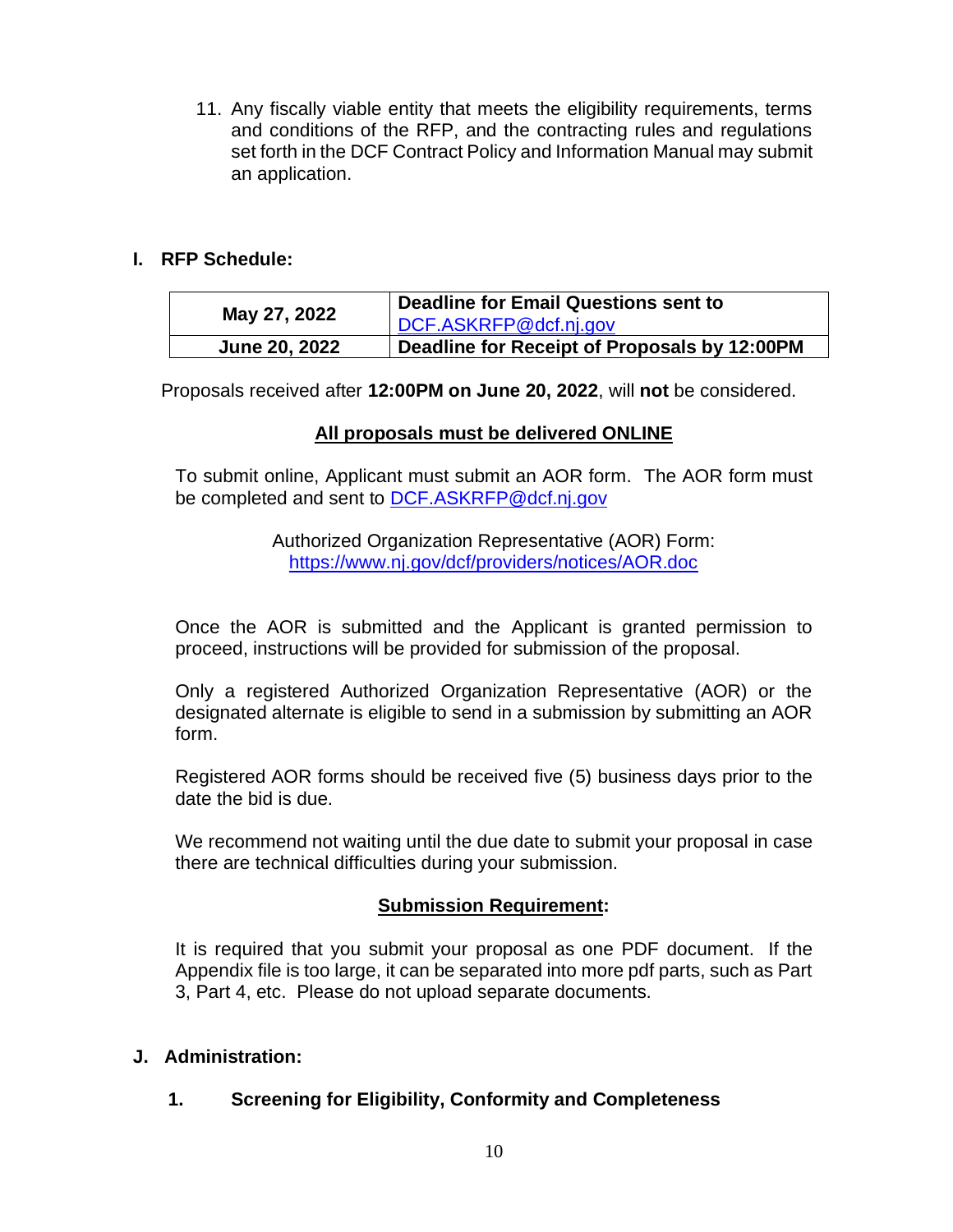11. Any fiscally viable entity that meets the eligibility requirements, terms and conditions of the RFP, and the contracting rules and regulations set forth in the DCF Contract Policy and Information Manual may submit an application.

## I. RFP Schedule:

| May 27, 2022 | Deadline for Email Questions sent to DCF.ASKRFP@dcf.nj.gov |
|---|---|
| **June 20, 2022** | **Deadline for Receipt of Proposals by 12:00PM** |

Proposals received after **12:00PM on June 20, 2022**, will **not** be considered.

**All proposals must be delivered ONLINE**

To submit online, Applicant must submit an AOR form. The AOR form must be completed and sent to DCF.ASKRFP@dcf.nj.gov

Authorized Organization Representative (AOR) Form:
https://www.nj.gov/dcf/providers/notices/AOR.doc

Once the AOR is submitted and the Applicant is granted permission to proceed, instructions will be provided for submission of the proposal.

Only a registered Authorized Organization Representative (AOR) or the designated alternate is eligible to send in a submission by submitting an AOR form.

Registered AOR forms should be received five (5) business days prior to the date the bid is due.

We recommend not waiting until the due date to submit your proposal in case there are technical difficulties during your submission.

**Submission Requirement:**

It is required that you submit your proposal as one PDF document. If the Appendix file is too large, it can be separated into more pdf parts, such as Part 3, Part 4, etc. Please do not upload separate documents.

## J. Administration:

### 1. Screening for Eligibility, Conformity and Completeness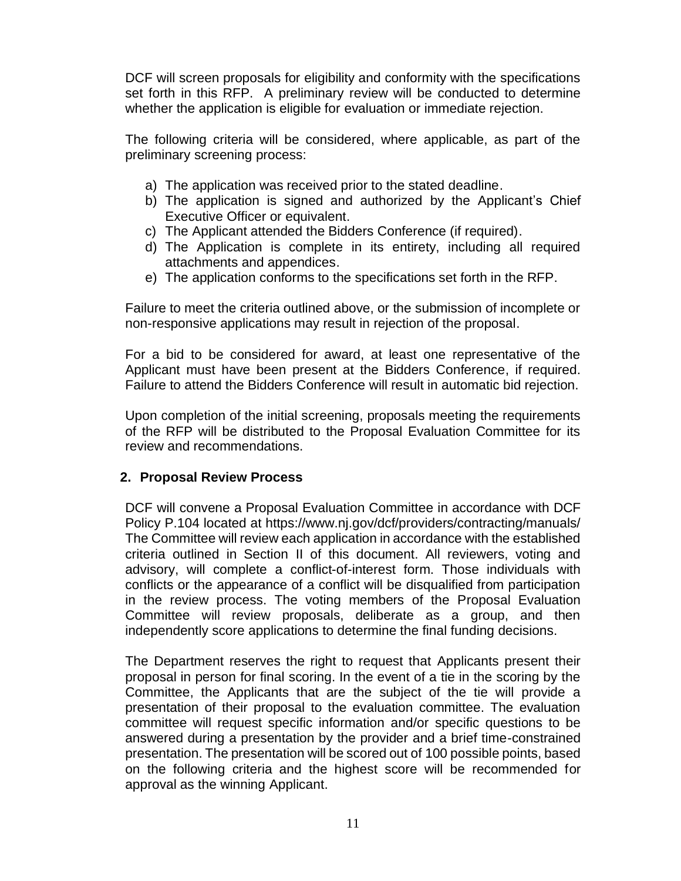DCF will screen proposals for eligibility and conformity with the specifications set forth in this RFP. A preliminary review will be conducted to determine whether the application is eligible for evaluation or immediate rejection.

The following criteria will be considered, where applicable, as part of the preliminary screening process:

a) The application was received prior to the stated deadline.
b) The application is signed and authorized by the Applicant's Chief Executive Officer or equivalent.
c) The Applicant attended the Bidders Conference (if required).
d) The Application is complete in its entirety, including all required attachments and appendices.
e) The application conforms to the specifications set forth in the RFP.

Failure to meet the criteria outlined above, or the submission of incomplete or non-responsive applications may result in rejection of the proposal.

For a bid to be considered for award, at least one representative of the Applicant must have been present at the Bidders Conference, if required. Failure to attend the Bidders Conference will result in automatic bid rejection.

Upon completion of the initial screening, proposals meeting the requirements of the RFP will be distributed to the Proposal Evaluation Committee for its review and recommendations.

## 2. Proposal Review Process

DCF will convene a Proposal Evaluation Committee in accordance with DCF Policy P.104 located at https://www.nj.gov/dcf/providers/contracting/manuals/ The Committee will review each application in accordance with the established criteria outlined in Section II of this document. All reviewers, voting and advisory, will complete a conflict-of-interest form. Those individuals with conflicts or the appearance of a conflict will be disqualified from participation in the review process. The voting members of the Proposal Evaluation Committee will review proposals, deliberate as a group, and then independently score applications to determine the final funding decisions.

The Department reserves the right to request that Applicants present their proposal in person for final scoring. In the event of a tie in the scoring by the Committee, the Applicants that are the subject of the tie will provide a presentation of their proposal to the evaluation committee. The evaluation committee will request specific information and/or specific questions to be answered during a presentation by the provider and a brief time-constrained presentation. The presentation will be scored out of 100 possible points, based on the following criteria and the highest score will be recommended for approval as the winning Applicant.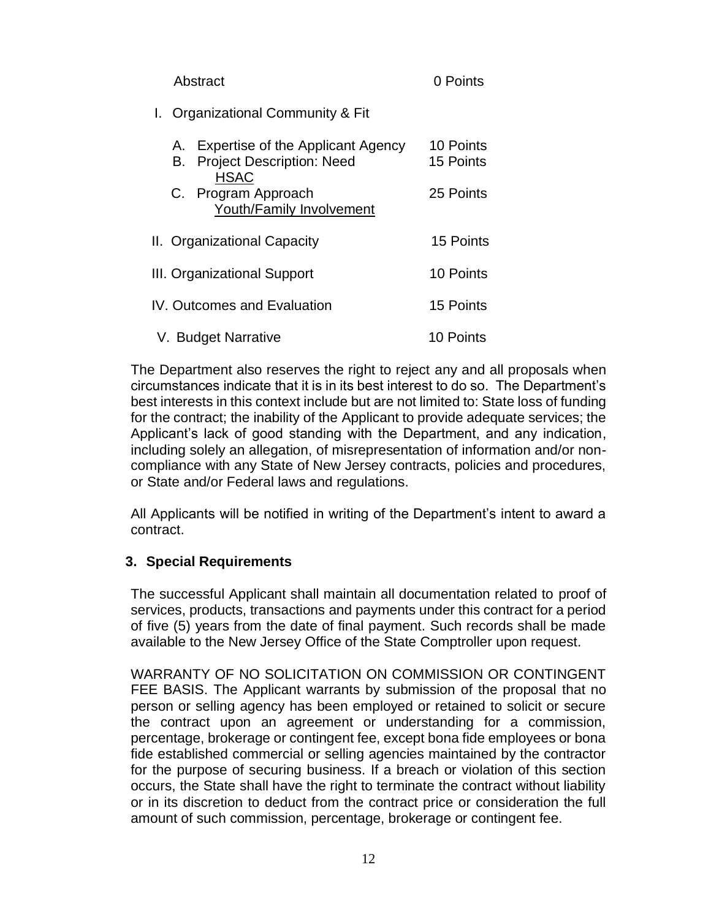| Section | Points |
| --- | --- |
| Abstract | 0 Points |
| I. Organizational Community & Fit | |
| A. Expertise of the Applicant Agency | 10 Points |
| B. Project Description: Need HSAC | 15 Points |
| C. Program Approach Youth/Family Involvement | 25 Points |
| II. Organizational Capacity | 15 Points |
| III. Organizational Support | 10 Points |
| IV. Outcomes and Evaluation | 15 Points |
| V. Budget Narrative | 10 Points |

The Department also reserves the right to reject any and all proposals when circumstances indicate that it is in its best interest to do so. The Department's best interests in this context include but are not limited to: State loss of funding for the contract; the inability of the Applicant to provide adequate services; the Applicant's lack of good standing with the Department, and any indication, including solely an allegation, of misrepresentation of information and/or non-compliance with any State of New Jersey contracts, policies and procedures, or State and/or Federal laws and regulations.

All Applicants will be notified in writing of the Department's intent to award a contract.

### 3. Special Requirements

The successful Applicant shall maintain all documentation related to proof of services, products, transactions and payments under this contract for a period of five (5) years from the date of final payment. Such records shall be made available to the New Jersey Office of the State Comptroller upon request.

WARRANTY OF NO SOLICITATION ON COMMISSION OR CONTINGENT FEE BASIS. The Applicant warrants by submission of the proposal that no person or selling agency has been employed or retained to solicit or secure the contract upon an agreement or understanding for a commission, percentage, brokerage or contingent fee, except bona fide employees or bona fide established commercial or selling agencies maintained by the contractor for the purpose of securing business. If a breach or violation of this section occurs, the State shall have the right to terminate the contract without liability or in its discretion to deduct from the contract price or consideration the full amount of such commission, percentage, brokerage or contingent fee.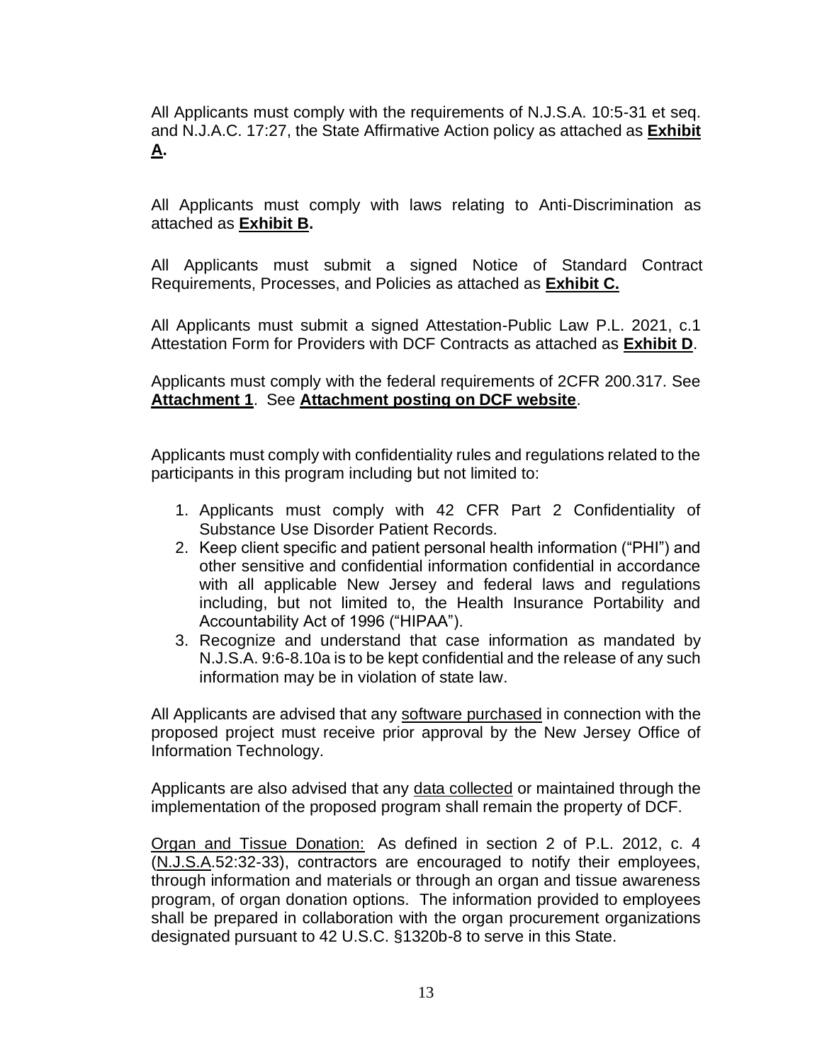All Applicants must comply with the requirements of N.J.S.A. 10:5-31 et seq. and N.J.A.C. 17:27, the State Affirmative Action policy as attached as **Exhibit A.**

All Applicants must comply with laws relating to Anti-Discrimination as attached as **Exhibit B.**

All Applicants must submit a signed Notice of Standard Contract Requirements, Processes, and Policies as attached as **Exhibit C.**

All Applicants must submit a signed Attestation-Public Law P.L. 2021, c.1 Attestation Form for Providers with DCF Contracts as attached as **Exhibit D**.

Applicants must comply with the federal requirements of 2CFR 200.317. See **Attachment 1**. See **Attachment posting on DCF website**.

Applicants must comply with confidentiality rules and regulations related to the participants in this program including but not limited to:

1. Applicants must comply with 42 CFR Part 2 Confidentiality of Substance Use Disorder Patient Records.
2. Keep client specific and patient personal health information ("PHI") and other sensitive and confidential information confidential in accordance with all applicable New Jersey and federal laws and regulations including, but not limited to, the Health Insurance Portability and Accountability Act of 1996 ("HIPAA").
3. Recognize and understand that case information as mandated by N.J.S.A. 9:6-8.10a is to be kept confidential and the release of any such information may be in violation of state law.

All Applicants are advised that any software purchased in connection with the proposed project must receive prior approval by the New Jersey Office of Information Technology.

Applicants are also advised that any data collected or maintained through the implementation of the proposed program shall remain the property of DCF.

Organ and Tissue Donation: As defined in section 2 of P.L. 2012, c. 4 (N.J.S.A.52:32-33), contractors are encouraged to notify their employees, through information and materials or through an organ and tissue awareness program, of organ donation options. The information provided to employees shall be prepared in collaboration with the organ procurement organizations designated pursuant to 42 U.S.C. §1320b-8 to serve in this State.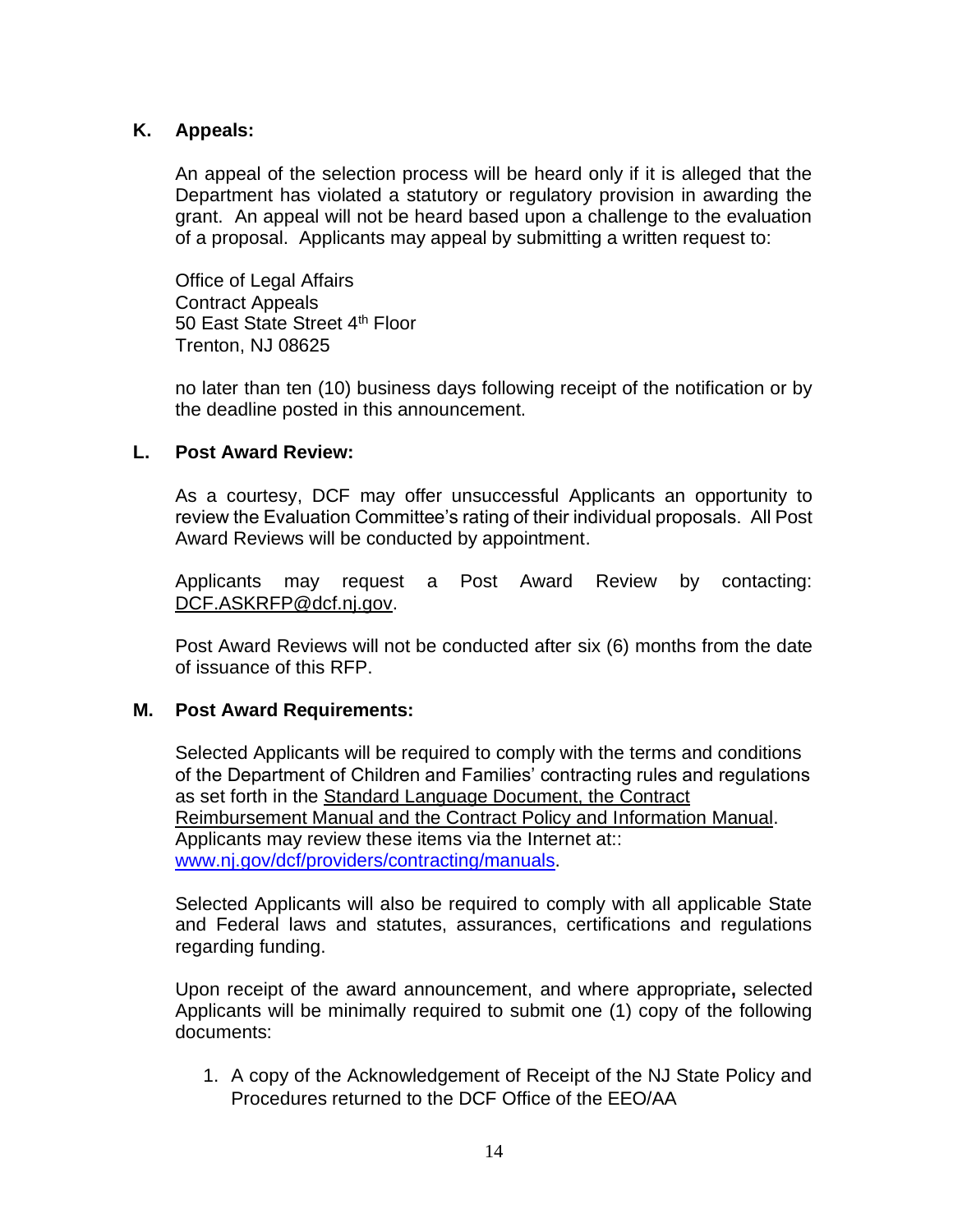## K. Appeals:

An appeal of the selection process will be heard only if it is alleged that the Department has violated a statutory or regulatory provision in awarding the grant. An appeal will not be heard based upon a challenge to the evaluation of a proposal. Applicants may appeal by submitting a written request to:

Office of Legal Affairs
Contract Appeals
50 East State Street 4th Floor
Trenton, NJ 08625

no later than ten (10) business days following receipt of the notification or by the deadline posted in this announcement.

## L. Post Award Review:

As a courtesy, DCF may offer unsuccessful Applicants an opportunity to review the Evaluation Committee's rating of their individual proposals. All Post Award Reviews will be conducted by appointment.

Applicants may request a Post Award Review by contacting: DCF.ASKRFP@dcf.nj.gov.

Post Award Reviews will not be conducted after six (6) months from the date of issuance of this RFP.

## M. Post Award Requirements:

Selected Applicants will be required to comply with the terms and conditions of the Department of Children and Families' contracting rules and regulations as set forth in the Standard Language Document, the Contract Reimbursement Manual and the Contract Policy and Information Manual. Applicants may review these items via the Internet at:: www.nj.gov/dcf/providers/contracting/manuals.

Selected Applicants will also be required to comply with all applicable State and Federal laws and statutes, assurances, certifications and regulations regarding funding.

Upon receipt of the award announcement, and where appropriate**,** selected Applicants will be minimally required to submit one (1) copy of the following documents:

1. A copy of the Acknowledgement of Receipt of the NJ State Policy and Procedures returned to the DCF Office of the EEO/AA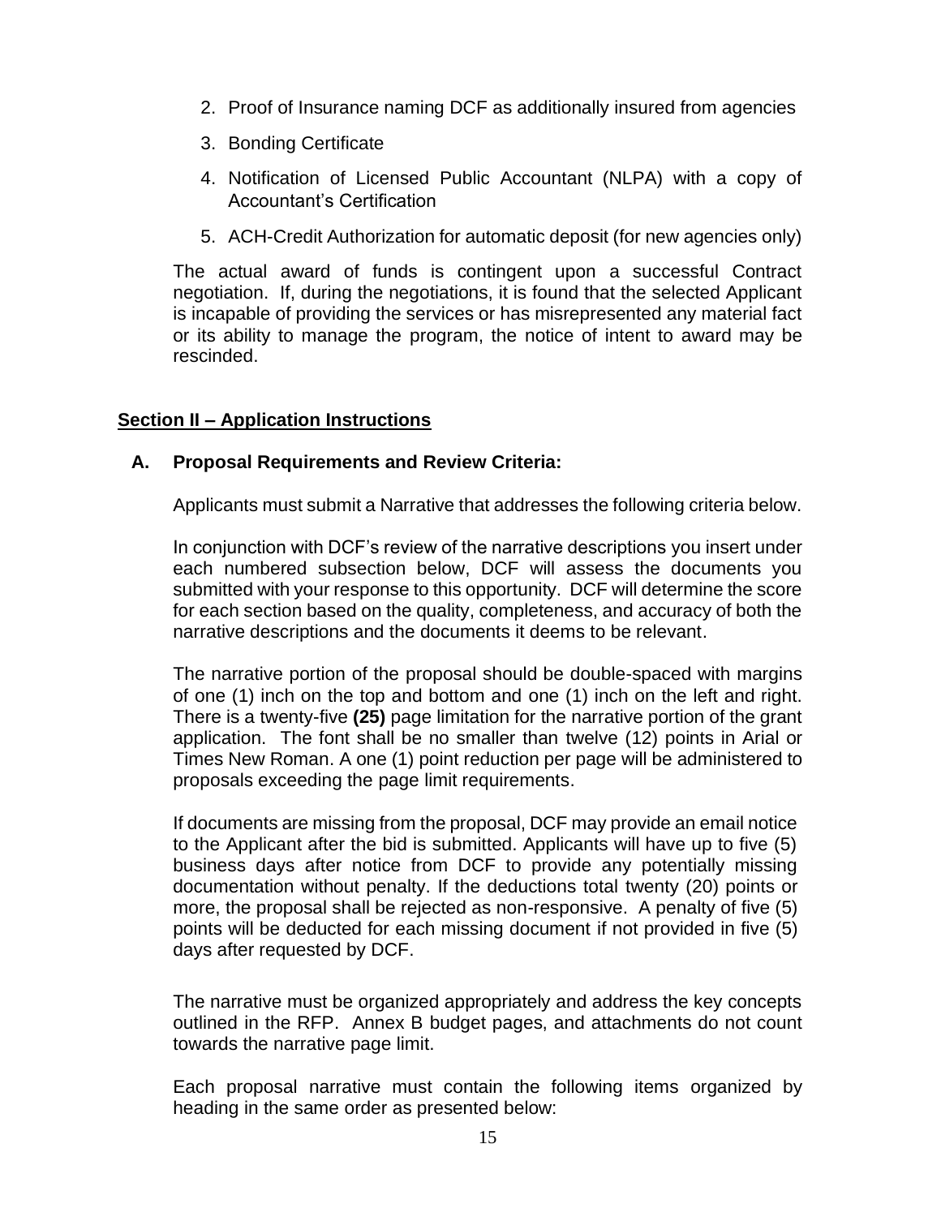2. Proof of Insurance naming DCF as additionally insured from agencies
3. Bonding Certificate
4. Notification of Licensed Public Accountant (NLPA) with a copy of Accountant's Certification
5. ACH-Credit Authorization for automatic deposit (for new agencies only)

The actual award of funds is contingent upon a successful Contract negotiation. If, during the negotiations, it is found that the selected Applicant is incapable of providing the services or has misrepresented any material fact or its ability to manage the program, the notice of intent to award may be rescinded.

## Section II – Application Instructions

### A. Proposal Requirements and Review Criteria:

Applicants must submit a Narrative that addresses the following criteria below.

In conjunction with DCF's review of the narrative descriptions you insert under each numbered subsection below, DCF will assess the documents you submitted with your response to this opportunity. DCF will determine the score for each section based on the quality, completeness, and accuracy of both the narrative descriptions and the documents it deems to be relevant.

The narrative portion of the proposal should be double-spaced with margins of one (1) inch on the top and bottom and one (1) inch on the left and right. There is a twenty-five **(25)** page limitation for the narrative portion of the grant application. The font shall be no smaller than twelve (12) points in Arial or Times New Roman. A one (1) point reduction per page will be administered to proposals exceeding the page limit requirements.

If documents are missing from the proposal, DCF may provide an email notice to the Applicant after the bid is submitted. Applicants will have up to five (5) business days after notice from DCF to provide any potentially missing documentation without penalty. If the deductions total twenty (20) points or more, the proposal shall be rejected as non-responsive. A penalty of five (5) points will be deducted for each missing document if not provided in five (5) days after requested by DCF.

The narrative must be organized appropriately and address the key concepts outlined in the RFP. Annex B budget pages, and attachments do not count towards the narrative page limit.

Each proposal narrative must contain the following items organized by heading in the same order as presented below: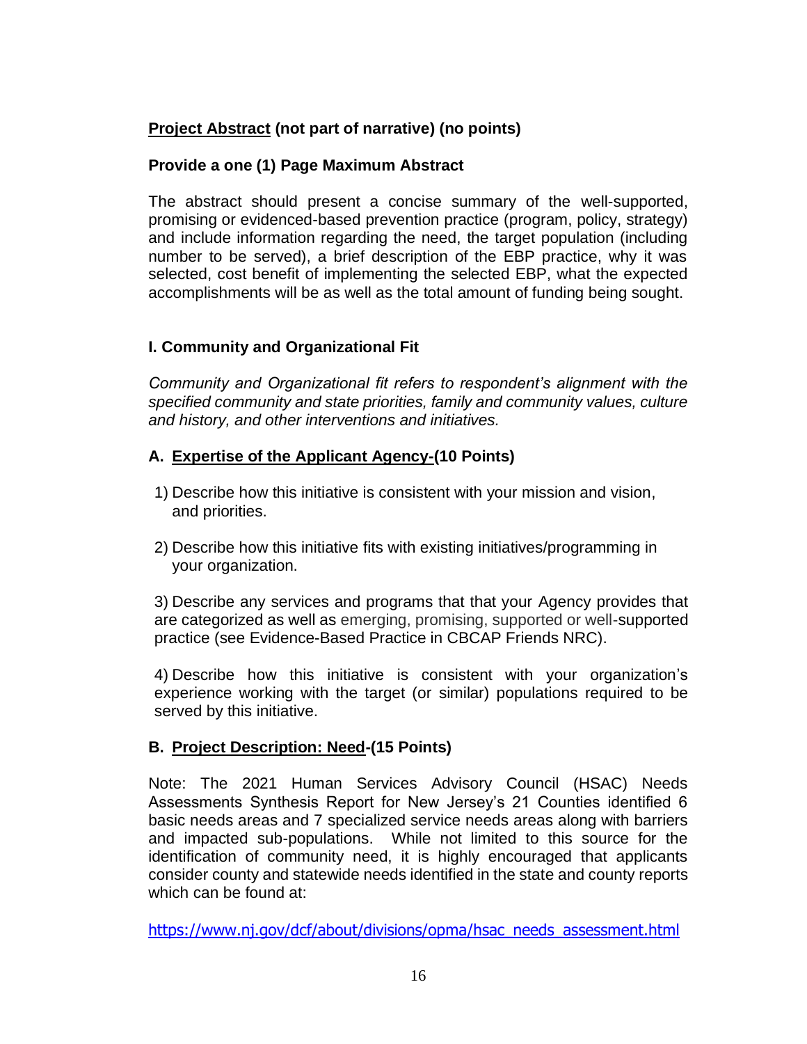**Project Abstract (not part of narrative) (no points)**

**Provide a one (1) Page Maximum Abstract**

The abstract should present a concise summary of the well-supported, promising or evidenced-based prevention practice (program, policy, strategy) and include information regarding the need, the target population (including number to be served), a brief description of the EBP practice, why it was selected, cost benefit of implementing the selected EBP, what the expected accomplishments will be as well as the total amount of funding being sought.

## I. Community and Organizational Fit

*Community and Organizational fit refers to respondent's alignment with the specified community and state priorities, family and community values, culture and history, and other interventions and initiatives.*

### A. Expertise of the Applicant Agency-(10 Points)

1) Describe how this initiative is consistent with your mission and vision, and priorities.

2) Describe how this initiative fits with existing initiatives/programming in your organization.

3) Describe any services and programs that that your Agency provides that are categorized as well as emerging, promising, supported or well-supported practice (see Evidence-Based Practice in CBCAP Friends NRC).

4) Describe how this initiative is consistent with your organization's experience working with the target (or similar) populations required to be served by this initiative.

### B. Project Description: Need-(15 Points)

Note: The 2021 Human Services Advisory Council (HSAC) Needs Assessments Synthesis Report for New Jersey's 21 Counties identified 6 basic needs areas and 7 specialized service needs areas along with barriers and impacted sub-populations. While not limited to this source for the identification of community need, it is highly encouraged that applicants consider county and statewide needs identified in the state and county reports which can be found at:

https://www.nj.gov/dcf/about/divisions/opma/hsac_needs_assessment.html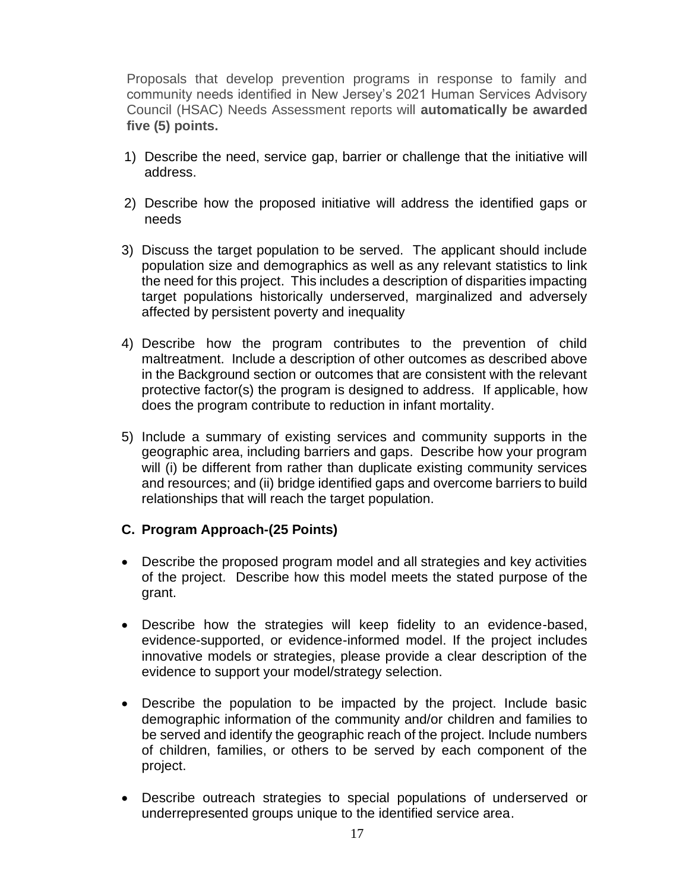Proposals that develop prevention programs in response to family and community needs identified in New Jersey's 2021 Human Services Advisory Council (HSAC) Needs Assessment reports will **automatically be awarded five (5) points.**

1) Describe the need, service gap, barrier or challenge that the initiative will address.

2) Describe how the proposed initiative will address the identified gaps or needs

3) Discuss the target population to be served. The applicant should include population size and demographics as well as any relevant statistics to link the need for this project. This includes a description of disparities impacting target populations historically underserved, marginalized and adversely affected by persistent poverty and inequality

4) Describe how the program contributes to the prevention of child maltreatment. Include a description of other outcomes as described above in the Background section or outcomes that are consistent with the relevant protective factor(s) the program is designed to address. If applicable, how does the program contribute to reduction in infant mortality.

5) Include a summary of existing services and community supports in the geographic area, including barriers and gaps. Describe how your program will (i) be different from rather than duplicate existing community services and resources; and (ii) bridge identified gaps and overcome barriers to build relationships that will reach the target population.

### C. Program Approach-(25 Points)

- Describe the proposed program model and all strategies and key activities of the project. Describe how this model meets the stated purpose of the grant.

- Describe how the strategies will keep fidelity to an evidence-based, evidence-supported, or evidence-informed model. If the project includes innovative models or strategies, please provide a clear description of the evidence to support your model/strategy selection.

- Describe the population to be impacted by the project. Include basic demographic information of the community and/or children and families to be served and identify the geographic reach of the project. Include numbers of children, families, or others to be served by each component of the project.

- Describe outreach strategies to special populations of underserved or underrepresented groups unique to the identified service area.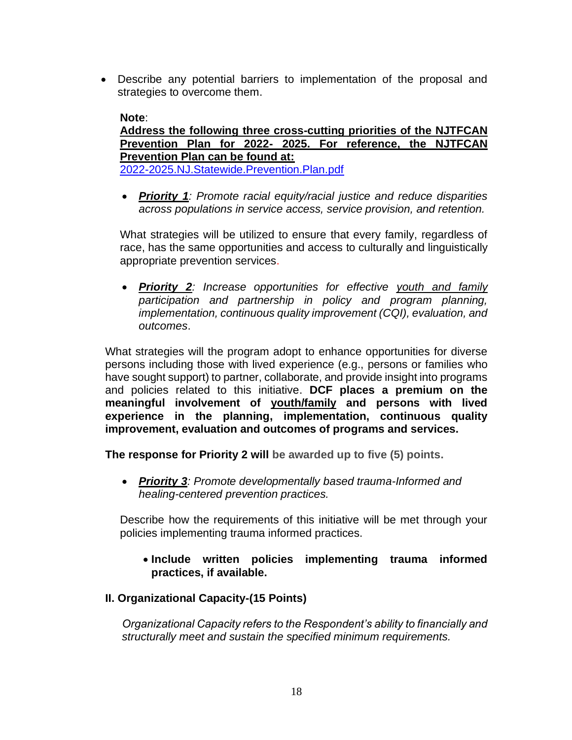- Describe any potential barriers to implementation of the proposal and strategies to overcome them.

  **Note**:
  **Address the following three cross-cutting priorities of the NJTFCAN Prevention Plan for 2022- 2025. For reference, the NJTFCAN Prevention Plan can be found at:**
  [2022-2025.NJ.Statewide.Prevention.Plan.pdf](2022-2025.NJ.Statewide.Prevention.Plan.pdf)

  - ***Priority 1****: Promote racial equity/racial justice and reduce disparities across populations in service access, service provision, and retention.*

  What strategies will be utilized to ensure that every family, regardless of race, has the same opportunities and access to culturally and linguistically appropriate prevention services.

  - ***Priority 2****: Increase opportunities for effective youth and family participation and partnership in policy and program planning, implementation, continuous quality improvement (CQI), evaluation, and outcomes*.

What strategies will the program adopt to enhance opportunities for diverse persons including those with lived experience (e.g., persons or families who have sought support) to partner, collaborate, and provide insight into programs and policies related to this initiative. **DCF places a premium on the meaningful involvement of youth/family and persons with lived experience in the planning, implementation, continuous quality improvement, evaluation and outcomes of programs and services.**

**The response for Priority 2 will be awarded up to five (5) points.**

  - ***Priority 3****: Promote developmentally based trauma-Informed and healing-centered prevention practices.*

  Describe how the requirements of this initiative will be met through your policies implementing trauma informed practices.

    - **Include written policies implementing trauma informed practices, if available.**

## II. Organizational Capacity-(15 Points)

*Organizational Capacity refers to the Respondent's ability to financially and structurally meet and sustain the specified minimum requirements.*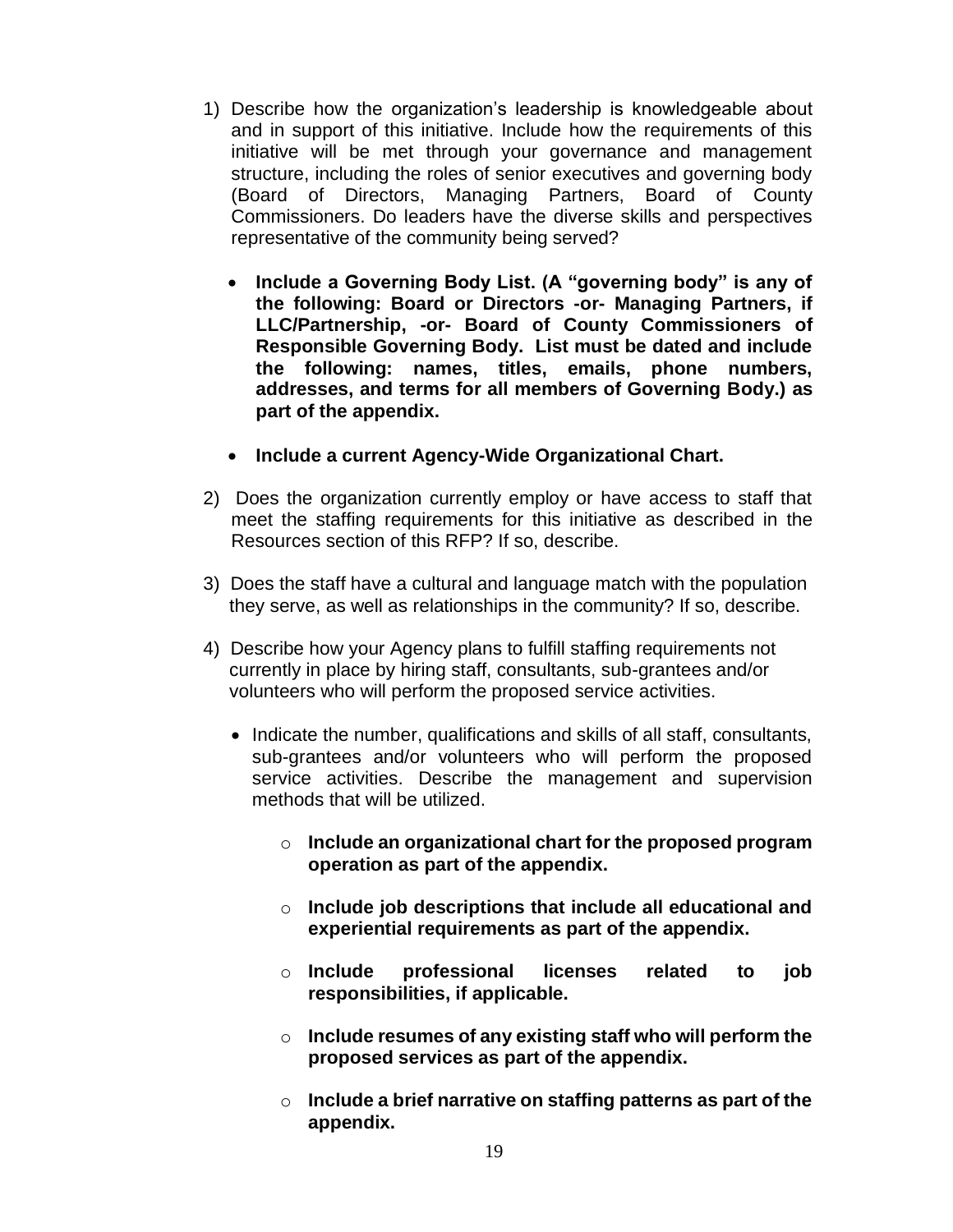1) Describe how the organization's leadership is knowledgeable about and in support of this initiative. Include how the requirements of this initiative will be met through your governance and management structure, including the roles of senior executives and governing body (Board of Directors, Managing Partners, Board of County Commissioners. Do leaders have the diverse skills and perspectives representative of the community being served?

   - **Include a Governing Body List. (A "governing body" is any of the following: Board or Directors -or- Managing Partners, if LLC/Partnership, -or- Board of County Commissioners of Responsible Governing Body. List must be dated and include the following: names, titles, emails, phone numbers, addresses, and terms for all members of Governing Body.) as part of the appendix.**

   - **Include a current Agency-Wide Organizational Chart.**

2) Does the organization currently employ or have access to staff that meet the staffing requirements for this initiative as described in the Resources section of this RFP? If so, describe.

3) Does the staff have a cultural and language match with the population they serve, as well as relationships in the community? If so, describe.

4) Describe how your Agency plans to fulfill staffing requirements not currently in place by hiring staff, consultants, sub-grantees and/or volunteers who will perform the proposed service activities.

   - Indicate the number, qualifications and skills of all staff, consultants, sub-grantees and/or volunteers who will perform the proposed service activities. Describe the management and supervision methods that will be utilized.

     - **Include an organizational chart for the proposed program operation as part of the appendix.**

     - **Include job descriptions that include all educational and experiential requirements as part of the appendix.**

     - **Include professional licenses related to job responsibilities, if applicable.**

     - **Include resumes of any existing staff who will perform the proposed services as part of the appendix.**

     - **Include a brief narrative on staffing patterns as part of the appendix.**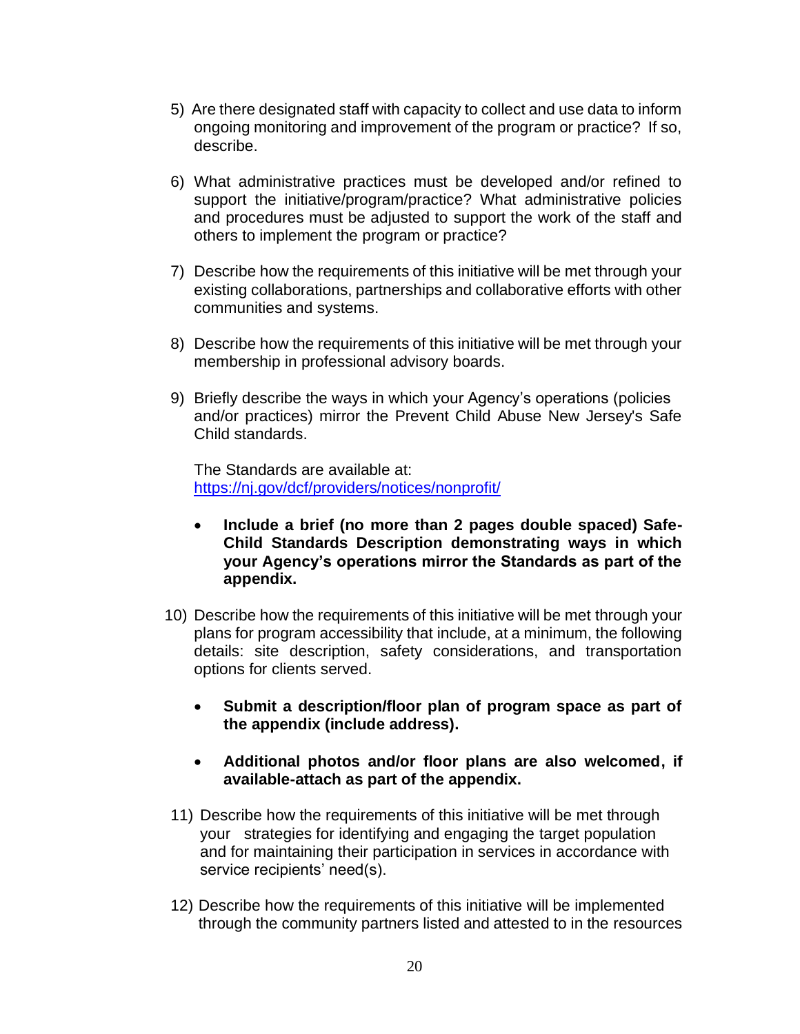5) Are there designated staff with capacity to collect and use data to inform ongoing monitoring and improvement of the program or practice? If so, describe.

6) What administrative practices must be developed and/or refined to support the initiative/program/practice? What administrative policies and procedures must be adjusted to support the work of the staff and others to implement the program or practice?

7) Describe how the requirements of this initiative will be met through your existing collaborations, partnerships and collaborative efforts with other communities and systems.

8) Describe how the requirements of this initiative will be met through your membership in professional advisory boards.

9) Briefly describe the ways in which your Agency's operations (policies and/or practices) mirror the Prevent Child Abuse New Jersey's Safe Child standards.

   The Standards are available at: [https://nj.gov/dcf/providers/notices/nonprofit/](https://nj.gov/dcf/providers/notices/nonprofit/)

   - **Include a brief (no more than 2 pages double spaced) Safe-Child Standards Description demonstrating ways in which your Agency's operations mirror the Standards as part of the appendix.**

10) Describe how the requirements of this initiative will be met through your plans for program accessibility that include, at a minimum, the following details: site description, safety considerations, and transportation options for clients served.

    - **Submit a description/floor plan of program space as part of the appendix (include address).**

    - **Additional photos and/or floor plans are also welcomed, if available-attach as part of the appendix.**

11) Describe how the requirements of this initiative will be met through your strategies for identifying and engaging the target population and for maintaining their participation in services in accordance with service recipients' need(s).

12) Describe how the requirements of this initiative will be implemented through the community partners listed and attested to in the resources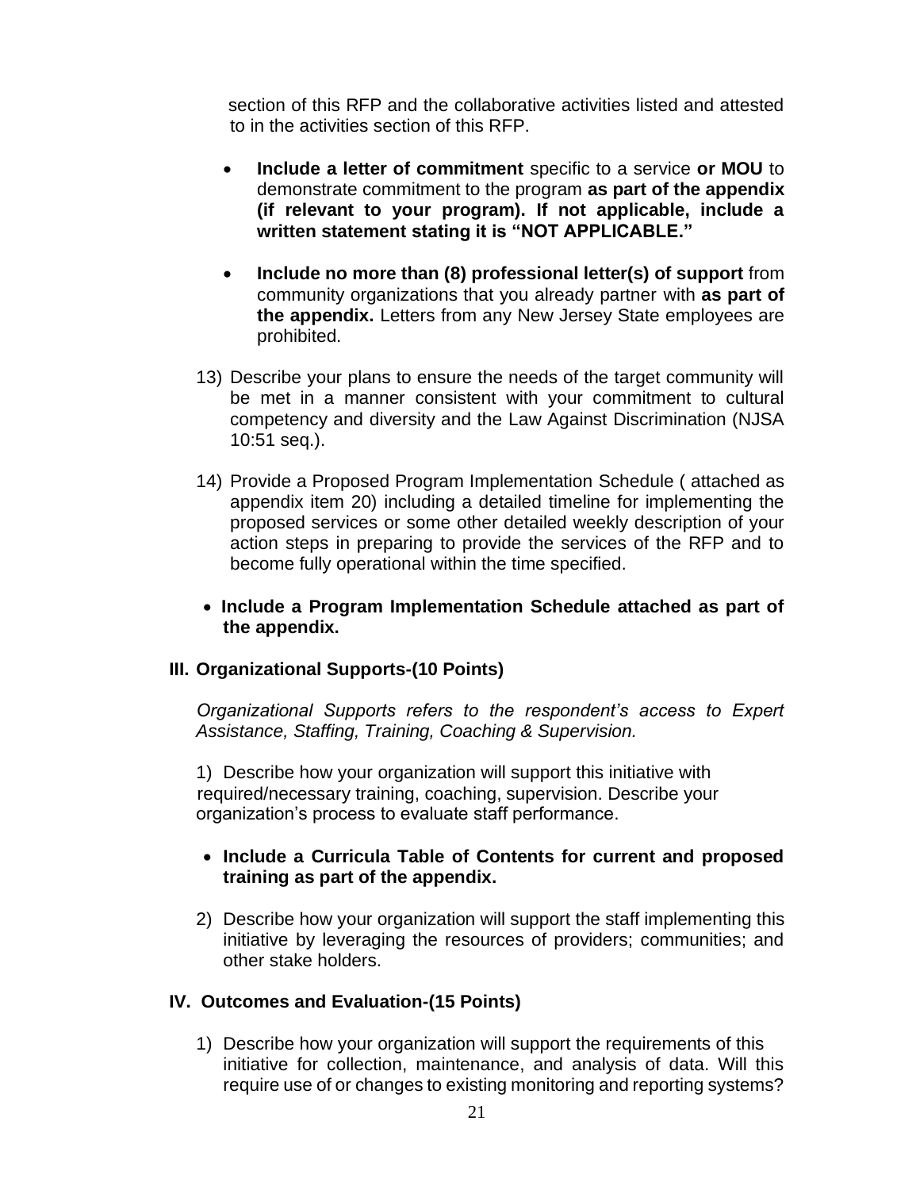section of this RFP and the collaborative activities listed and attested to in the activities section of this RFP.

- **Include a letter of commitment** specific to a service **or MOU** to demonstrate commitment to the program **as part of the appendix (if relevant to your program). If not applicable, include a written statement stating it is "NOT APPLICABLE."**
- **Include no more than (8) professional letter(s) of support** from community organizations that you already partner with **as part of the appendix.** Letters from any New Jersey State employees are prohibited.

13) Describe your plans to ensure the needs of the target community will be met in a manner consistent with your commitment to cultural competency and diversity and the Law Against Discrimination (NJSA 10:51 seq.).

14) Provide a Proposed Program Implementation Schedule ( attached as appendix item 20) including a detailed timeline for implementing the proposed services or some other detailed weekly description of your action steps in preparing to provide the services of the RFP and to become fully operational within the time specified.

- **Include a Program Implementation Schedule attached as part of the appendix.**

### III. Organizational Supports-(10 Points)

*Organizational Supports refers to the respondent's access to Expert Assistance, Staffing, Training, Coaching & Supervision.*

1) Describe how your organization will support this initiative with required/necessary training, coaching, supervision. Describe your organization's process to evaluate staff performance.

- **Include a Curricula Table of Contents for current and proposed training as part of the appendix.**

2) Describe how your organization will support the staff implementing this initiative by leveraging the resources of providers; communities; and other stake holders.

### IV. Outcomes and Evaluation-(15 Points)

1) Describe how your organization will support the requirements of this initiative for collection, maintenance, and analysis of data. Will this require use of or changes to existing monitoring and reporting systems?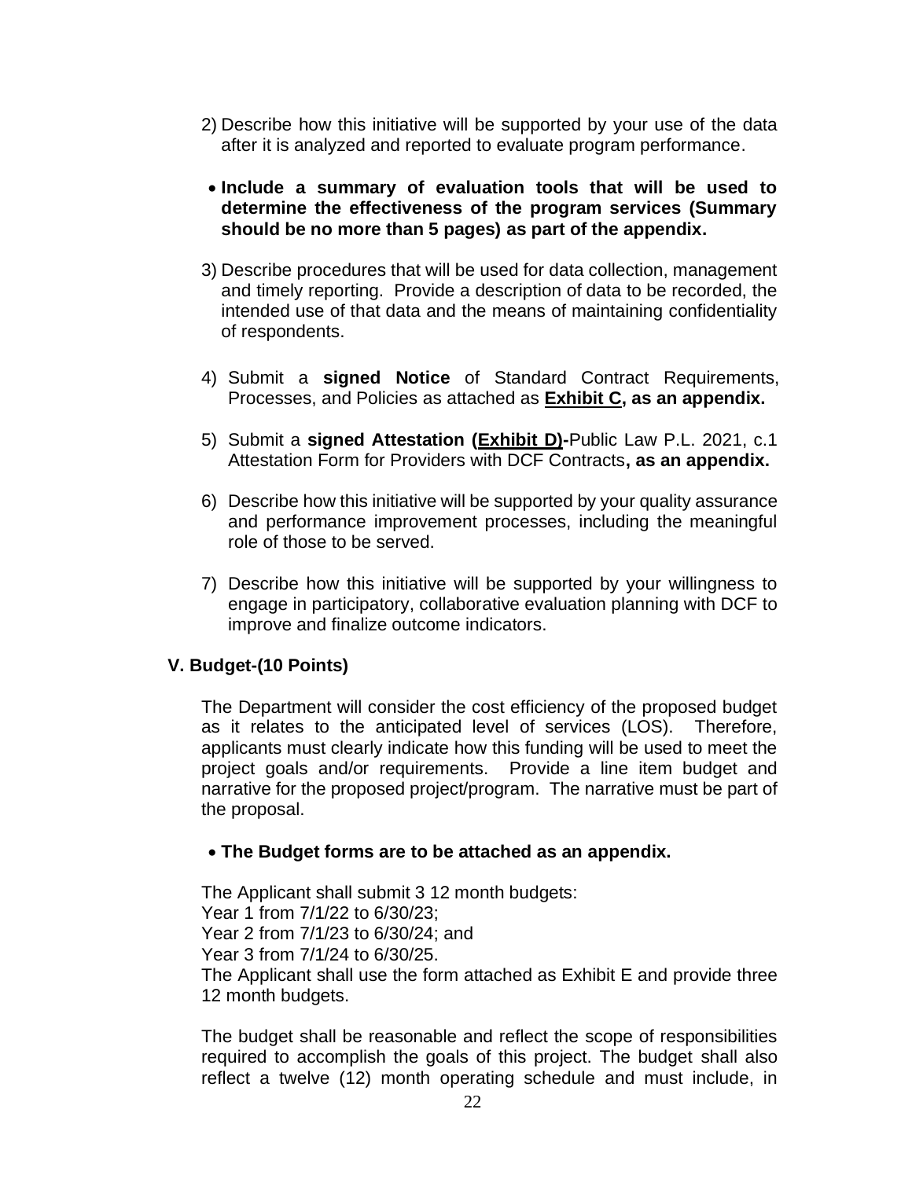2) Describe how this initiative will be supported by your use of the data after it is analyzed and reported to evaluate program performance.

- **Include a summary of evaluation tools that will be used to determine the effectiveness of the program services (Summary should be no more than 5 pages) as part of the appendix.**

3) Describe procedures that will be used for data collection, management and timely reporting. Provide a description of data to be recorded, the intended use of that data and the means of maintaining confidentiality of respondents.

4) Submit a **signed Notice** of Standard Contract Requirements, Processes, and Policies as attached as **<u>Exhibit C</u>, as an appendix.**

5) Submit a **signed Attestation (<u>Exhibit D)</u>-**Public Law P.L. 2021, c.1 Attestation Form for Providers with DCF Contracts**, as an appendix.**

6) Describe how this initiative will be supported by your quality assurance and performance improvement processes, including the meaningful role of those to be served.

7) Describe how this initiative will be supported by your willingness to engage in participatory, collaborative evaluation planning with DCF to improve and finalize outcome indicators.

### V. Budget-(10 Points)

The Department will consider the cost efficiency of the proposed budget as it relates to the anticipated level of services (LOS). Therefore, applicants must clearly indicate how this funding will be used to meet the project goals and/or requirements. Provide a line item budget and narrative for the proposed project/program. The narrative must be part of the proposal.

- **The Budget forms are to be attached as an appendix.**

The Applicant shall submit 3 12 month budgets:
Year 1 from 7/1/22 to 6/30/23;
Year 2 from 7/1/23 to 6/30/24; and
Year 3 from 7/1/24 to 6/30/25.
The Applicant shall use the form attached as Exhibit E and provide three 12 month budgets.

The budget shall be reasonable and reflect the scope of responsibilities required to accomplish the goals of this project. The budget shall also reflect a twelve (12) month operating schedule and must include, in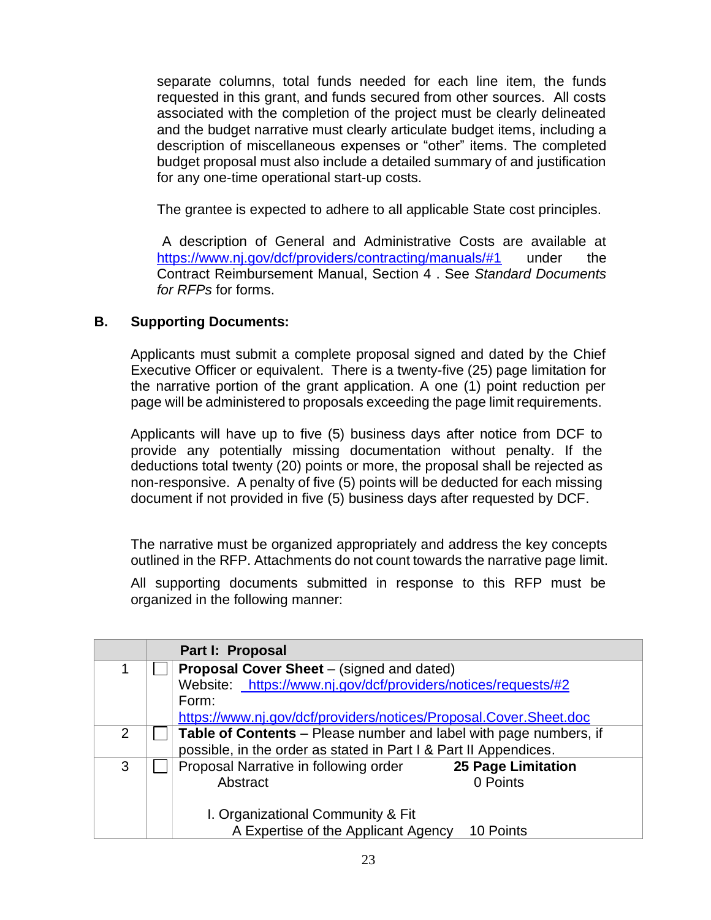separate columns, total funds needed for each line item, the funds requested in this grant, and funds secured from other sources. All costs associated with the completion of the project must be clearly delineated and the budget narrative must clearly articulate budget items, including a description of miscellaneous expenses or "other" items. The completed budget proposal must also include a detailed summary of and justification for any one-time operational start-up costs.

The grantee is expected to adhere to all applicable State cost principles.

A description of General and Administrative Costs are available at https://www.nj.gov/dcf/providers/contracting/manuals/#1 under the Contract Reimbursement Manual, Section 4 . See *Standard Documents for RFPs* for forms.

## B. Supporting Documents:

Applicants must submit a complete proposal signed and dated by the Chief Executive Officer or equivalent. There is a twenty-five (25) page limitation for the narrative portion of the grant application. A one (1) point reduction per page will be administered to proposals exceeding the page limit requirements.

Applicants will have up to five (5) business days after notice from DCF to provide any potentially missing documentation without penalty. If the deductions total twenty (20) points or more, the proposal shall be rejected as non-responsive. A penalty of five (5) points will be deducted for each missing document if not provided in five (5) business days after requested by DCF.

The narrative must be organized appropriately and address the key concepts outlined in the RFP. Attachments do not count towards the narrative page limit.

All supporting documents submitted in response to this RFP must be organized in the following manner:

| | | **Part I: Proposal** |
|---|---|---|
| 1 | ☐ | **Proposal Cover Sheet** – (signed and dated)<br>Website: https://www.nj.gov/dcf/providers/notices/requests/#2<br>Form:<br>https://www.nj.gov/dcf/providers/notices/Proposal.Cover.Sheet.doc |
| 2 | ☐ | **Table of Contents** – Please number and label with page numbers, if possible, in the order as stated in Part I & Part II Appendices. |
| 3 | ☐ | Proposal Narrative in following order **25 Page Limitation**<br>Abstract 0 Points<br><br>I. Organizational Community & Fit<br>A Expertise of the Applicant Agency 10 Points |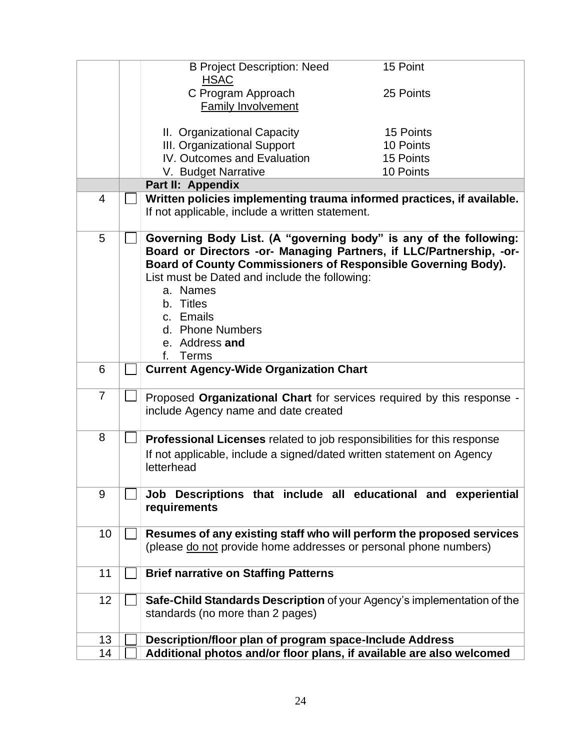| | | | |
|---|---|---|---|
| | | B Project Description: Need<br>HSAC<br>C Program Approach<br>Family Involvement<br><br>II. Organizational Capacity<br>III. Organizational Support<br>IV. Outcomes and Evaluation<br>V. Budget Narrative | 15 Point<br><br>25 Points<br><br><br>15 Points<br>10 Points<br>15 Points<br>10 Points |
| | | **Part II: Appendix** | |
| 4 | ☐ | **Written policies implementing trauma informed practices, if available.** If not applicable, include a written statement. | |
| 5 | ☐ | **Governing Body List. (A "governing body" is any of the following: Board or Directors -or- Managing Partners, if LLC/Partnership, -or- Board of County Commissioners of Responsible Governing Body).** List must be Dated and include the following:<br>a. Names<br>b. Titles<br>c. Emails<br>d. Phone Numbers<br>e. Address **and**<br>f. Terms | |
| 6 | ☐ | **Current Agency-Wide Organization Chart** | |
| 7 | ☐ | Proposed **Organizational Chart** for services required by this response - include Agency name and date created | |
| 8 | ☐ | **Professional Licenses** related to job responsibilities for this response<br>If not applicable, include a signed/dated written statement on Agency letterhead | |
| 9 | ☐ | **Job Descriptions that include all educational and experiential requirements** | |
| 10 | ☐ | **Resumes of any existing staff who will perform the proposed services** (please do not provide home addresses or personal phone numbers) | |
| 11 | ☐ | **Brief narrative on Staffing Patterns** | |
| 12 | ☐ | **Safe-Child Standards Description** of your Agency's implementation of the standards (no more than 2 pages) | |
| 13 | ☐ | **Description/floor plan of program space-Include Address** | |
| 14 | ☐ | **Additional photos and/or floor plans, if available are also welcomed** | |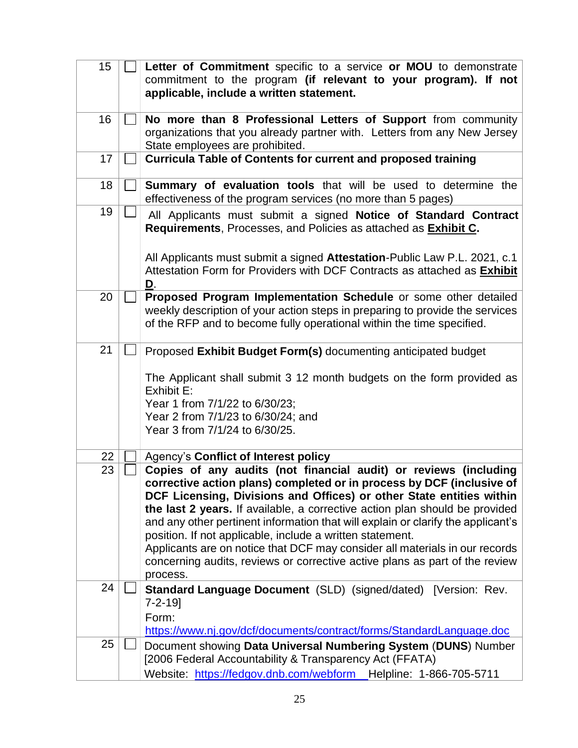| | | |
|---|---|---|
| 15 | ☐ | **Letter of Commitment** specific to a service **or MOU** to demonstrate commitment to the program **(if relevant to your program). If not applicable, include a written statement.** |
| 16 | ☐ | **No more than 8 Professional Letters of Support** from community organizations that you already partner with. Letters from any New Jersey State employees are prohibited. |
| 17 | ☐ | **Curricula Table of Contents for current and proposed training** |
| 18 | ☐ | **Summary of evaluation tools** that will be used to determine the effectiveness of the program services (no more than 5 pages) |
| 19 | ☐ | All Applicants must submit a signed **Notice of Standard Contract Requirements**, Processes, and Policies as attached as **Exhibit C.**<br><br>All Applicants must submit a signed **Attestation**-Public Law P.L. 2021, c.1 Attestation Form for Providers with DCF Contracts as attached as **Exhibit D**. |
| 20 | ☐ | **Proposed Program Implementation Schedule** or some other detailed weekly description of your action steps in preparing to provide the services of the RFP and to become fully operational within the time specified. |
| 21 | ☐ | Proposed **Exhibit Budget Form(s)** documenting anticipated budget<br><br>The Applicant shall submit 3 12 month budgets on the form provided as Exhibit E:<br>Year 1 from 7/1/22 to 6/30/23;<br>Year 2 from 7/1/23 to 6/30/24; and<br>Year 3 from 7/1/24 to 6/30/25. |
| 22 | ☐ | Agency's **Conflict of Interest policy** |
| 23 | ☐ | **Copies of any audits (not financial audit) or reviews (including corrective action plans) completed or in process by DCF (inclusive of DCF Licensing, Divisions and Offices) or other State entities within the last 2 years.** If available, a corrective action plan should be provided and any other pertinent information that will explain or clarify the applicant's position. If not applicable, include a written statement.<br>Applicants are on notice that DCF may consider all materials in our records concerning audits, reviews or corrective active plans as part of the review process. |
| 24 | ☐ | **Standard Language Document** (SLD) (signed/dated) [Version: Rev. 7-2-19]<br>Form:<br>https://www.nj.gov/dcf/documents/contract/forms/StandardLanguage.doc |
| 25 | ☐ | Document showing **Data Universal Numbering System** (**DUNS**) Number [2006 Federal Accountability & Transparency Act (FFATA)<br>Website: https://fedgov.dnb.com/webform Helpline: 1-866-705-5711 |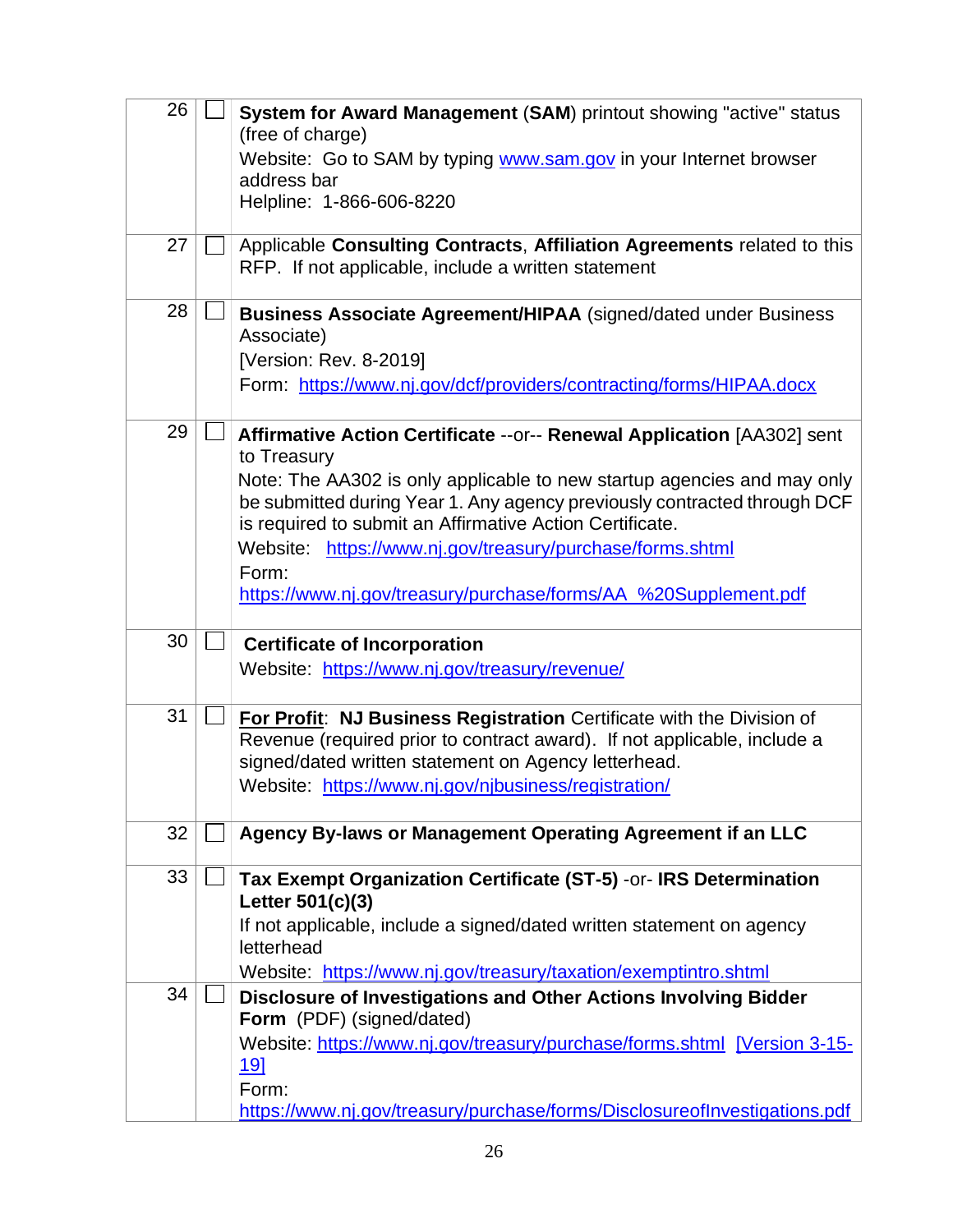| | | |
|---|---|---|
| 26 | ☐ | **System for Award Management** (**SAM**) printout showing "active" status (free of charge)<br>Website: Go to SAM by typing www.sam.gov in your Internet browser address bar<br>Helpline: 1-866-606-8220 |
| 27 | ☐ | Applicable **Consulting Contracts**, **Affiliation Agreements** related to this RFP. If not applicable, include a written statement |
| 28 | ☐ | **Business Associate Agreement/HIPAA** (signed/dated under Business Associate)<br>[Version: Rev. 8-2019]<br>Form: https://www.nj.gov/dcf/providers/contracting/forms/HIPAA.docx |
| 29 | ☐ | **Affirmative Action Certificate** --or-- **Renewal Application** [AA302] sent to Treasury<br>Note: The AA302 is only applicable to new startup agencies and may only be submitted during Year 1. Any agency previously contracted through DCF is required to submit an Affirmative Action Certificate.<br>Website: https://www.nj.gov/treasury/purchase/forms.shtml<br>Form:<br>https://www.nj.gov/treasury/purchase/forms/AA_%20Supplement.pdf |
| 30 | ☐ | **Certificate of Incorporation**<br>Website: https://www.nj.gov/treasury/revenue/ |
| 31 | ☐ | **For Profit**: **NJ Business Registration** Certificate with the Division of Revenue (required prior to contract award). If not applicable, include a signed/dated written statement on Agency letterhead.<br>Website: https://www.nj.gov/njbusiness/registration/ |
| 32 | ☐ | **Agency By-laws or Management Operating Agreement if an LLC** |
| 33 | ☐ | **Tax Exempt Organization Certificate (ST-5)** -or- **IRS Determination Letter 501(c)(3)**<br>If not applicable, include a signed/dated written statement on agency letterhead<br>Website: https://www.nj.gov/treasury/taxation/exemptintro.shtml |
| 34 | ☐ | **Disclosure of Investigations and Other Actions Involving Bidder Form** (PDF) (signed/dated)<br>Website: https://www.nj.gov/treasury/purchase/forms.shtml [Version 3-15-19]<br>Form:<br>https://www.nj.gov/treasury/purchase/forms/DisclosureofInvestigations.pdf |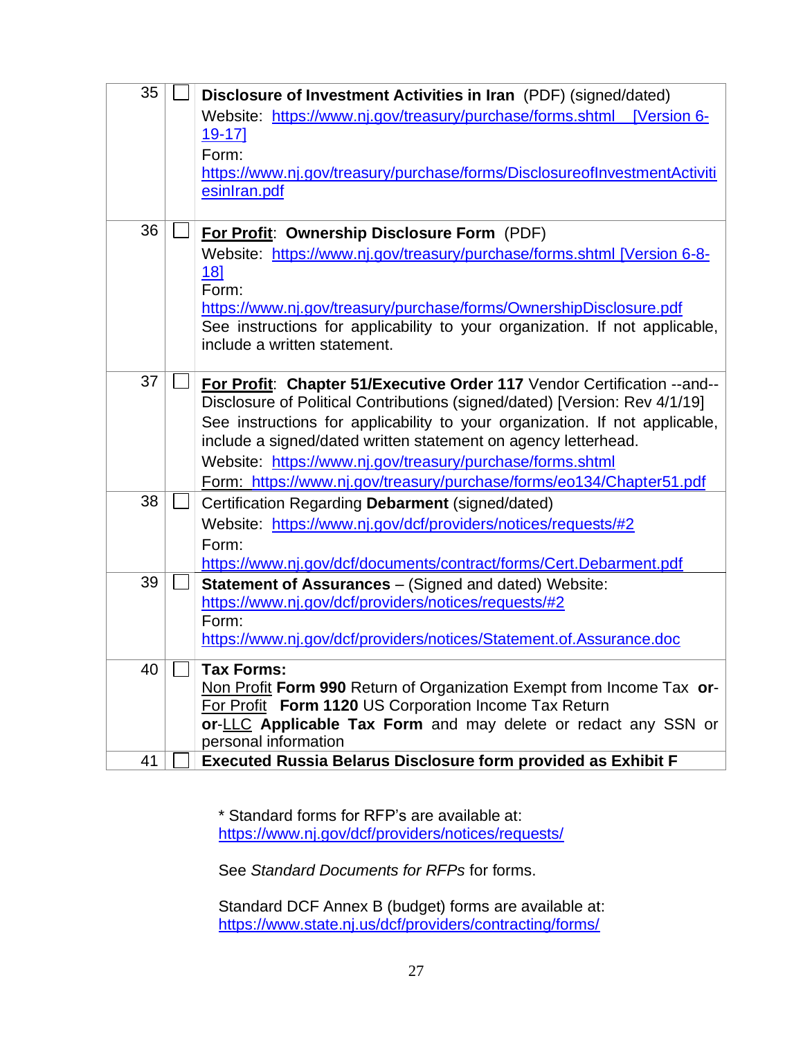| | | |
|---|---|---|
| 35 | ☐ | **Disclosure of Investment Activities in Iran** (PDF) (signed/dated)<br>Website: https://www.nj.gov/treasury/purchase/forms.shtml [Version 6-19-17]<br>Form:<br>https://www.nj.gov/treasury/purchase/forms/DisclosureofInvestmentActivitiesinIran.pdf |
| 36 | ☐ | **For Profit**: **Ownership Disclosure Form** (PDF)<br>Website: https://www.nj.gov/treasury/purchase/forms.shtml [Version 6-8-18]<br>Form:<br>https://www.nj.gov/treasury/purchase/forms/OwnershipDisclosure.pdf<br>See instructions for applicability to your organization. If not applicable, include a written statement. |
| 37 | ☐ | **For Profit**: **Chapter 51/Executive Order 117** Vendor Certification --and-- Disclosure of Political Contributions (signed/dated) [Version: Rev 4/1/19]<br>See instructions for applicability to your organization. If not applicable, include a signed/dated written statement on agency letterhead.<br>Website: https://www.nj.gov/treasury/purchase/forms.shtml<br>Form: https://www.nj.gov/treasury/purchase/forms/eo134/Chapter51.pdf |
| 38 | ☐ | Certification Regarding **Debarment** (signed/dated)<br>Website: https://www.nj.gov/dcf/providers/notices/requests/#2<br>Form:<br>https://www.nj.gov/dcf/documents/contract/forms/Cert.Debarment.pdf |
| 39 | ☐ | **Statement of Assurances** – (Signed and dated) Website:<br>https://www.nj.gov/dcf/providers/notices/requests/#2<br>Form:<br>https://www.nj.gov/dcf/providers/notices/Statement.of.Assurance.doc |
| 40 | ☐ | **Tax Forms:**<br>Non Profit **Form 990** Return of Organization Exempt from Income Tax **or**-<br>For Profit **Form 1120** US Corporation Income Tax Return<br>**or**-LLC **Applicable Tax Form** and may delete or redact any SSN or personal information |
| 41 | ☐ | **Executed Russia Belarus Disclosure form provided as Exhibit F** |

\* Standard forms for RFP's are available at:
https://www.nj.gov/dcf/providers/notices/requests/

See *Standard Documents for RFPs* for forms.

Standard DCF Annex B (budget) forms are available at:
https://www.state.nj.us/dcf/providers/contracting/forms/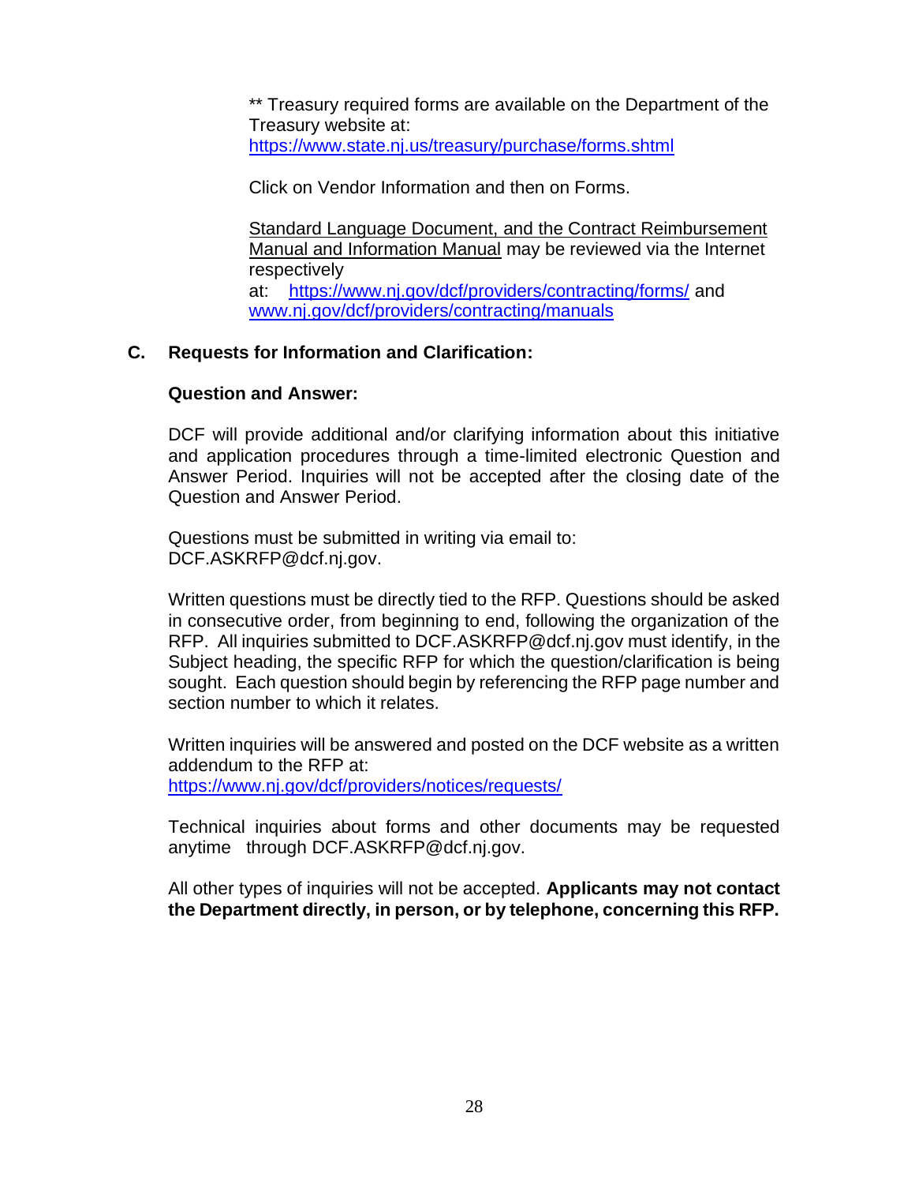** Treasury required forms are available on the Department of the Treasury website at: https://www.state.nj.us/treasury/purchase/forms.shtml

Click on Vendor Information and then on Forms.

Standard Language Document, and the Contract Reimbursement Manual and Information Manual may be reviewed via the Internet respectively at: https://www.nj.gov/dcf/providers/contracting/forms/ and www.nj.gov/dcf/providers/contracting/manuals

## C. Requests for Information and Clarification:

### Question and Answer:

DCF will provide additional and/or clarifying information about this initiative and application procedures through a time-limited electronic Question and Answer Period. Inquiries will not be accepted after the closing date of the Question and Answer Period.

Questions must be submitted in writing via email to: DCF.ASKRFP@dcf.nj.gov.

Written questions must be directly tied to the RFP. Questions should be asked in consecutive order, from beginning to end, following the organization of the RFP. All inquiries submitted to DCF.ASKRFP@dcf.nj.gov must identify, in the Subject heading, the specific RFP for which the question/clarification is being sought. Each question should begin by referencing the RFP page number and section number to which it relates.

Written inquiries will be answered and posted on the DCF website as a written addendum to the RFP at: https://www.nj.gov/dcf/providers/notices/requests/

Technical inquiries about forms and other documents may be requested anytime through DCF.ASKRFP@dcf.nj.gov.

All other types of inquiries will not be accepted. **Applicants may not contact the Department directly, in person, or by telephone, concerning this RFP.**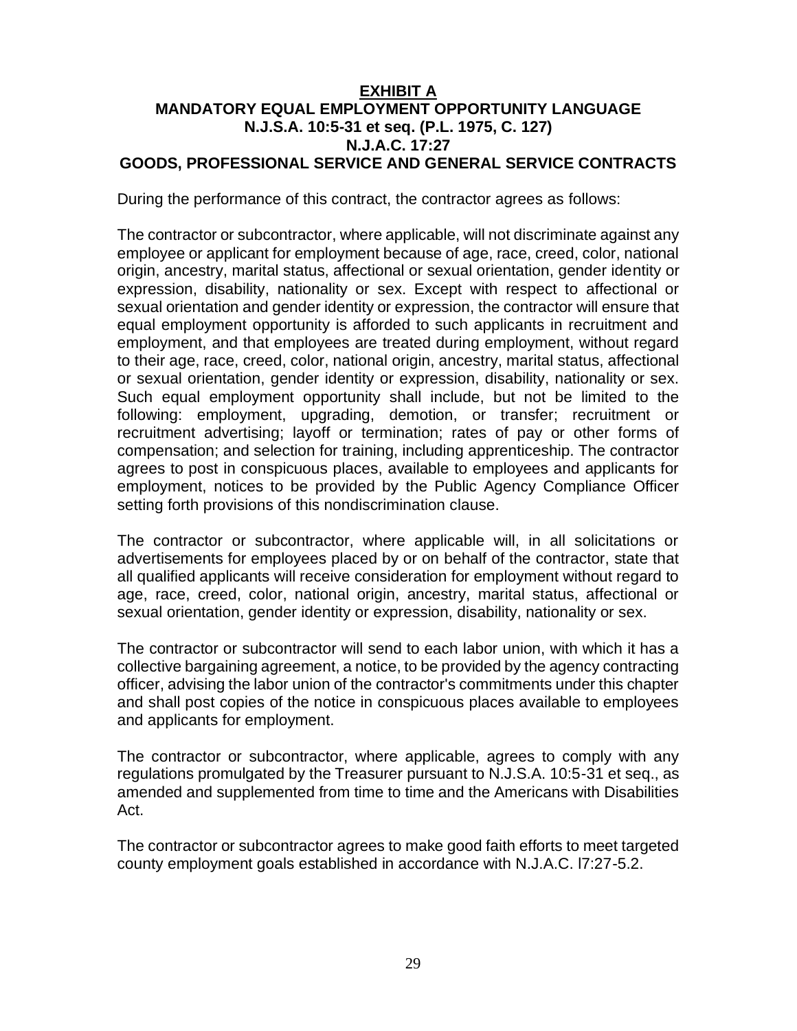# EXHIBIT A

## MANDATORY EQUAL EMPLOYMENT OPPORTUNITY LANGUAGE
## N.J.S.A. 10:5-31 et seq. (P.L. 1975, C. 127)
## N.J.A.C. 17:27
## GOODS, PROFESSIONAL SERVICE AND GENERAL SERVICE CONTRACTS

During the performance of this contract, the contractor agrees as follows:

The contractor or subcontractor, where applicable, will not discriminate against any employee or applicant for employment because of age, race, creed, color, national origin, ancestry, marital status, affectional or sexual orientation, gender identity or expression, disability, nationality or sex. Except with respect to affectional or sexual orientation and gender identity or expression, the contractor will ensure that equal employment opportunity is afforded to such applicants in recruitment and employment, and that employees are treated during employment, without regard to their age, race, creed, color, national origin, ancestry, marital status, affectional or sexual orientation, gender identity or expression, disability, nationality or sex. Such equal employment opportunity shall include, but not be limited to the following: employment, upgrading, demotion, or transfer; recruitment or recruitment advertising; layoff or termination; rates of pay or other forms of compensation; and selection for training, including apprenticeship. The contractor agrees to post in conspicuous places, available to employees and applicants for employment, notices to be provided by the Public Agency Compliance Officer setting forth provisions of this nondiscrimination clause.

The contractor or subcontractor, where applicable will, in all solicitations or advertisements for employees placed by or on behalf of the contractor, state that all qualified applicants will receive consideration for employment without regard to age, race, creed, color, national origin, ancestry, marital status, affectional or sexual orientation, gender identity or expression, disability, nationality or sex.

The contractor or subcontractor will send to each labor union, with which it has a collective bargaining agreement, a notice, to be provided by the agency contracting officer, advising the labor union of the contractor's commitments under this chapter and shall post copies of the notice in conspicuous places available to employees and applicants for employment.

The contractor or subcontractor, where applicable, agrees to comply with any regulations promulgated by the Treasurer pursuant to N.J.S.A. 10:5-31 et seq., as amended and supplemented from time to time and the Americans with Disabilities Act.

The contractor or subcontractor agrees to make good faith efforts to meet targeted county employment goals established in accordance with N.J.A.C. l7:27-5.2.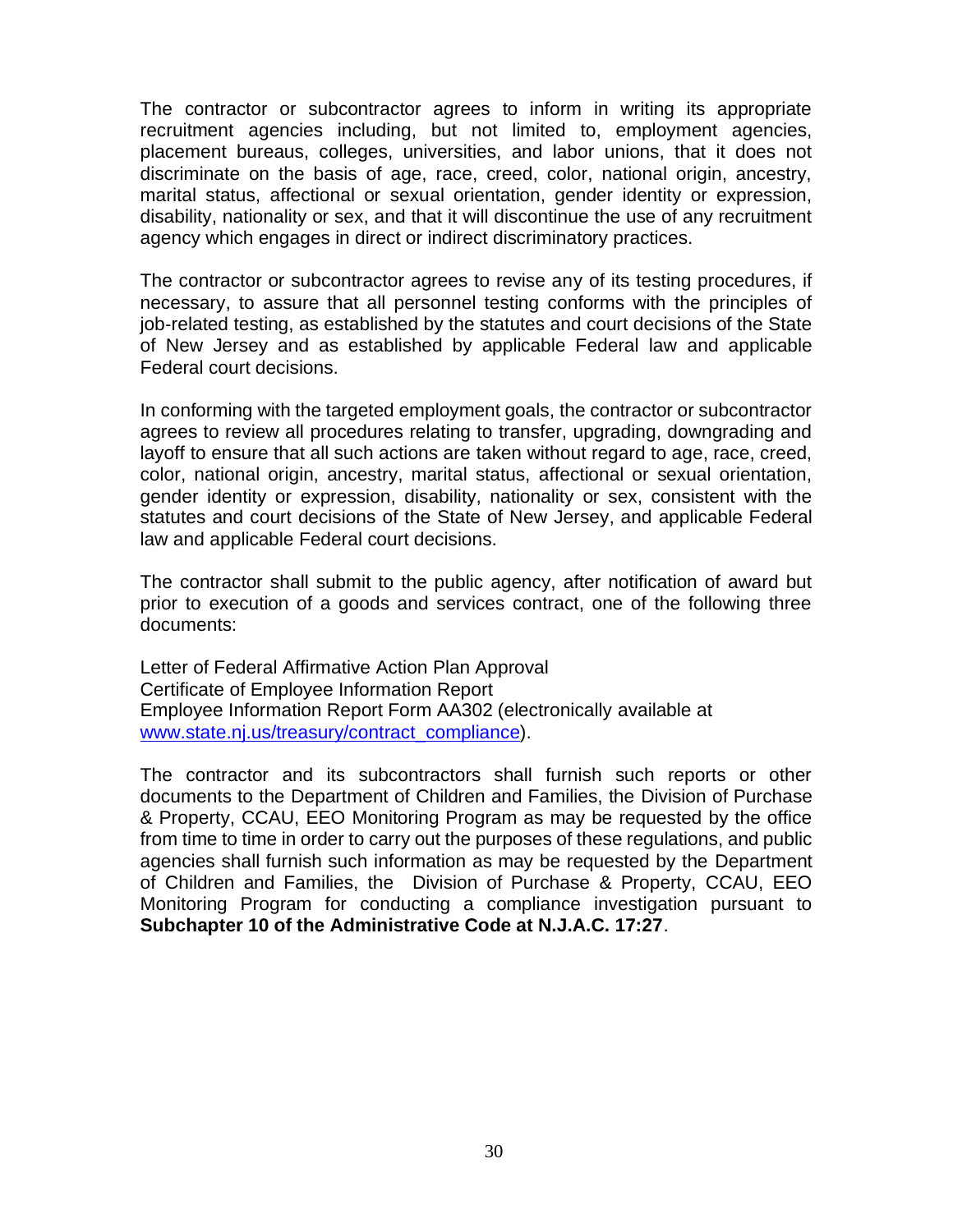The contractor or subcontractor agrees to inform in writing its appropriate recruitment agencies including, but not limited to, employment agencies, placement bureaus, colleges, universities, and labor unions, that it does not discriminate on the basis of age, race, creed, color, national origin, ancestry, marital status, affectional or sexual orientation, gender identity or expression, disability, nationality or sex, and that it will discontinue the use of any recruitment agency which engages in direct or indirect discriminatory practices.

The contractor or subcontractor agrees to revise any of its testing procedures, if necessary, to assure that all personnel testing conforms with the principles of job-related testing, as established by the statutes and court decisions of the State of New Jersey and as established by applicable Federal law and applicable Federal court decisions.

In conforming with the targeted employment goals, the contractor or subcontractor agrees to review all procedures relating to transfer, upgrading, downgrading and layoff to ensure that all such actions are taken without regard to age, race, creed, color, national origin, ancestry, marital status, affectional or sexual orientation, gender identity or expression, disability, nationality or sex, consistent with the statutes and court decisions of the State of New Jersey, and applicable Federal law and applicable Federal court decisions.

The contractor shall submit to the public agency, after notification of award but prior to execution of a goods and services contract, one of the following three documents:

Letter of Federal Affirmative Action Plan Approval
Certificate of Employee Information Report
Employee Information Report Form AA302 (electronically available at [www.state.nj.us/treasury/contract_compliance](www.state.nj.us/treasury/contract_compliance)).

The contractor and its subcontractors shall furnish such reports or other documents to the Department of Children and Families, the Division of Purchase & Property, CCAU, EEO Monitoring Program as may be requested by the office from time to time in order to carry out the purposes of these regulations, and public agencies shall furnish such information as may be requested by the Department of Children and Families, the Division of Purchase & Property, CCAU, EEO Monitoring Program for conducting a compliance investigation pursuant to **Subchapter 10 of the Administrative Code at N.J.A.C. 17:27**.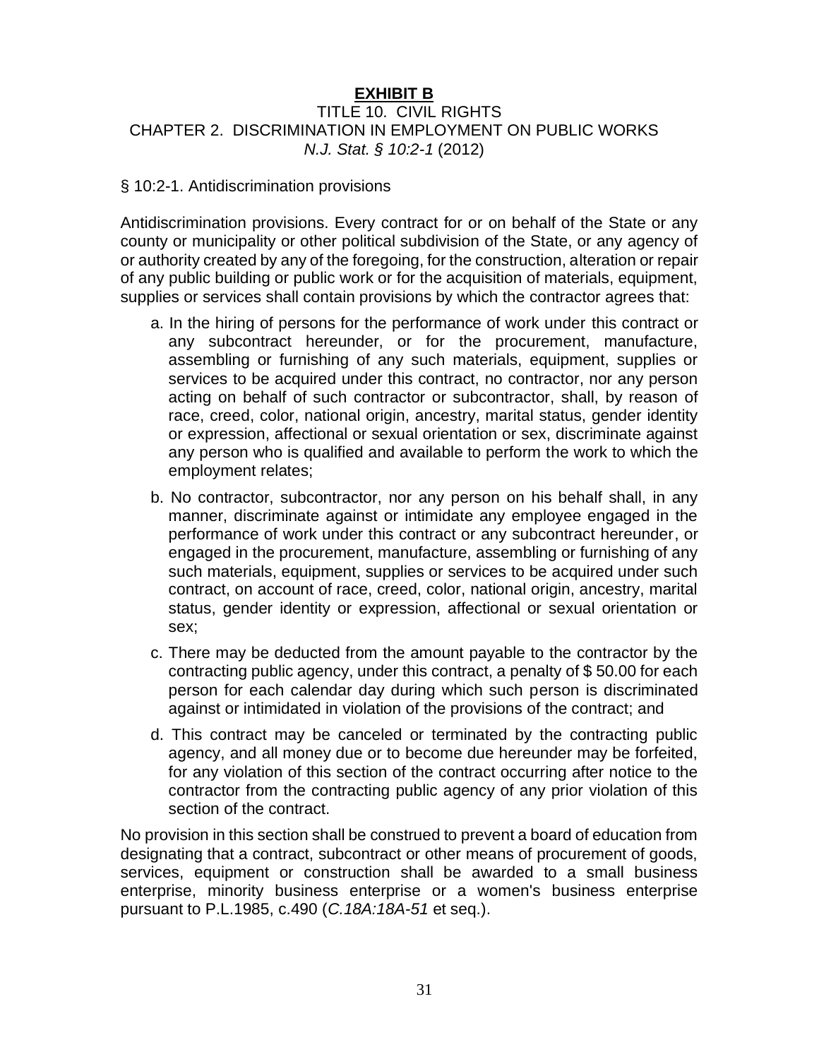# **EXHIBIT B**

## TITLE 10. CIVIL RIGHTS
## CHAPTER 2. DISCRIMINATION IN EMPLOYMENT ON PUBLIC WORKS
*N.J. Stat. § 10:2-1* (2012)

§ 10:2-1. Antidiscrimination provisions

Antidiscrimination provisions. Every contract for or on behalf of the State or any county or municipality or other political subdivision of the State, or any agency of or authority created by any of the foregoing, for the construction, alteration or repair of any public building or public work or for the acquisition of materials, equipment, supplies or services shall contain provisions by which the contractor agrees that:

a. In the hiring of persons for the performance of work under this contract or any subcontract hereunder, or for the procurement, manufacture, assembling or furnishing of any such materials, equipment, supplies or services to be acquired under this contract, no contractor, nor any person acting on behalf of such contractor or subcontractor, shall, by reason of race, creed, color, national origin, ancestry, marital status, gender identity or expression, affectional or sexual orientation or sex, discriminate against any person who is qualified and available to perform the work to which the employment relates;

b. No contractor, subcontractor, nor any person on his behalf shall, in any manner, discriminate against or intimidate any employee engaged in the performance of work under this contract or any subcontract hereunder, or engaged in the procurement, manufacture, assembling or furnishing of any such materials, equipment, supplies or services to be acquired under such contract, on account of race, creed, color, national origin, ancestry, marital status, gender identity or expression, affectional or sexual orientation or sex;

c. There may be deducted from the amount payable to the contractor by the contracting public agency, under this contract, a penalty of $ 50.00 for each person for each calendar day during which such person is discriminated against or intimidated in violation of the provisions of the contract; and

d. This contract may be canceled or terminated by the contracting public agency, and all money due or to become due hereunder may be forfeited, for any violation of this section of the contract occurring after notice to the contractor from the contracting public agency of any prior violation of this section of the contract.

No provision in this section shall be construed to prevent a board of education from designating that a contract, subcontract or other means of procurement of goods, services, equipment or construction shall be awarded to a small business enterprise, minority business enterprise or a women's business enterprise pursuant to P.L.1985, c.490 (*C.18A:18A-51* et seq.).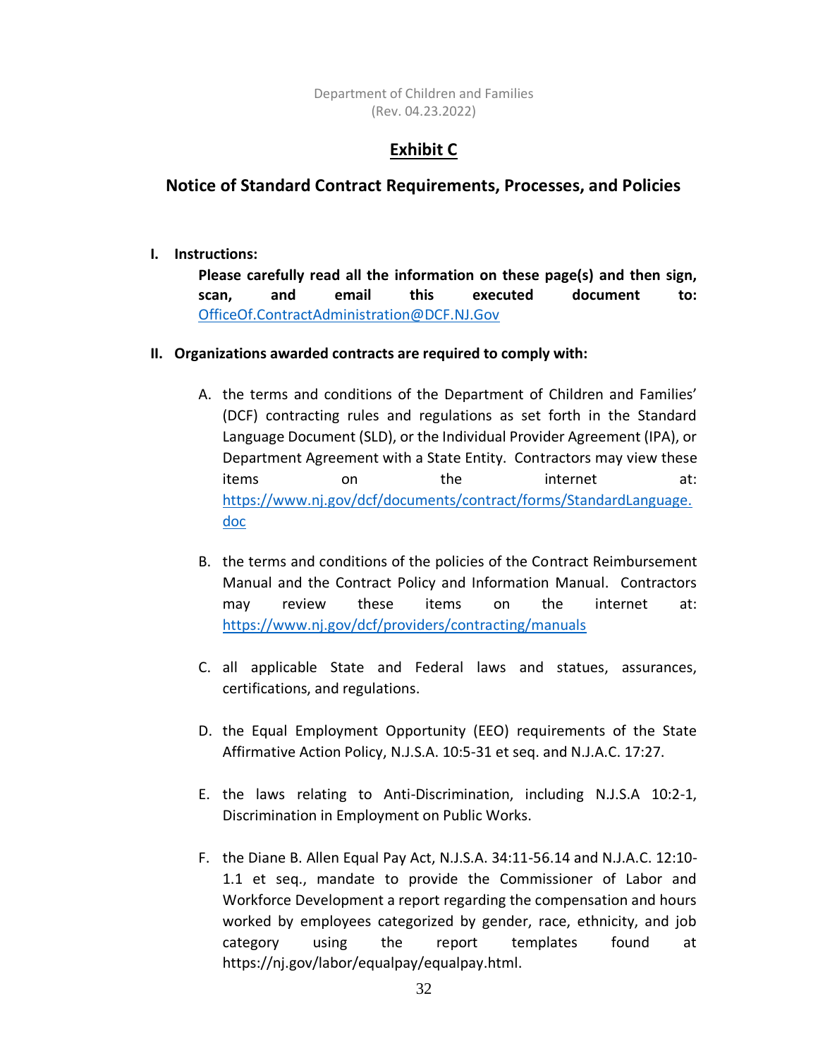Department of Children and Families
(Rev. 04.23.2022)

# Exhibit C

## Notice of Standard Contract Requirements, Processes, and Policies

**I. Instructions:**

**Please carefully read all the information on these page(s) and then sign, scan, and email this executed document to:** OfficeOf.ContractAdministration@DCF.NJ.Gov

**II. Organizations awarded contracts are required to comply with:**

A. the terms and conditions of the Department of Children and Families' (DCF) contracting rules and regulations as set forth in the Standard Language Document (SLD), or the Individual Provider Agreement (IPA), or Department Agreement with a State Entity. Contractors may view these items on the internet at: https://www.nj.gov/dcf/documents/contract/forms/StandardLanguage.doc

B. the terms and conditions of the policies of the Contract Reimbursement Manual and the Contract Policy and Information Manual. Contractors may review these items on the internet at: https://www.nj.gov/dcf/providers/contracting/manuals

C. all applicable State and Federal laws and statues, assurances, certifications, and regulations.

D. the Equal Employment Opportunity (EEO) requirements of the State Affirmative Action Policy, N.J.S.A. 10:5-31 et seq. and N.J.A.C. 17:27.

E. the laws relating to Anti-Discrimination, including N.J.S.A 10:2-1, Discrimination in Employment on Public Works.

F. the Diane B. Allen Equal Pay Act, N.J.S.A. 34:11-56.14 and N.J.A.C. 12:10-1.1 et seq., mandate to provide the Commissioner of Labor and Workforce Development a report regarding the compensation and hours worked by employees categorized by gender, race, ethnicity, and job category using the report templates found at https://nj.gov/labor/equalpay/equalpay.html.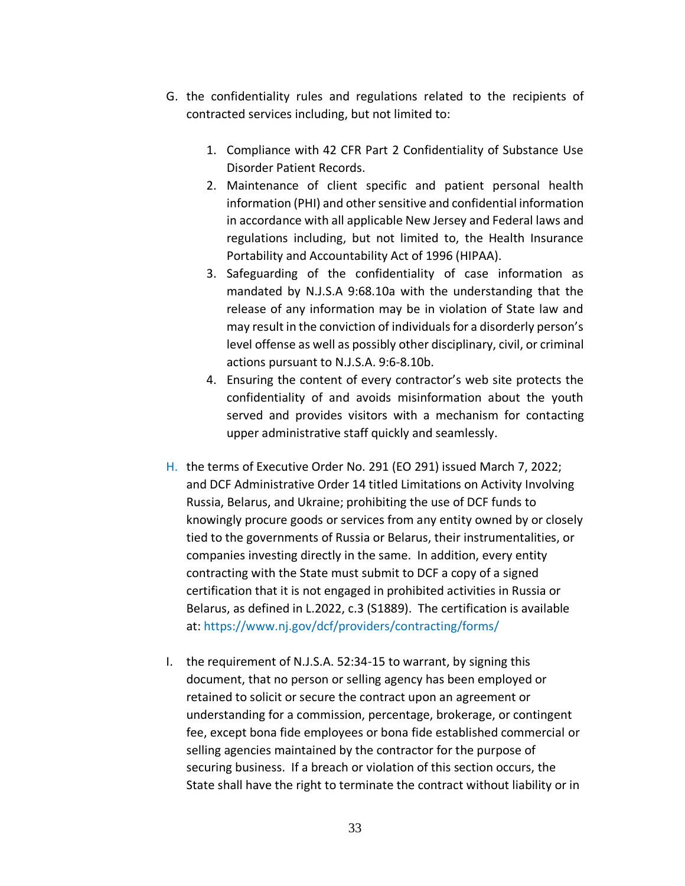G. the confidentiality rules and regulations related to the recipients of contracted services including, but not limited to:

   1. Compliance with 42 CFR Part 2 Confidentiality of Substance Use Disorder Patient Records.
   2. Maintenance of client specific and patient personal health information (PHI) and other sensitive and confidential information in accordance with all applicable New Jersey and Federal laws and regulations including, but not limited to, the Health Insurance Portability and Accountability Act of 1996 (HIPAA).
   3. Safeguarding of the confidentiality of case information as mandated by N.J.S.A 9:68.10a with the understanding that the release of any information may be in violation of State law and may result in the conviction of individuals for a disorderly person's level offense as well as possibly other disciplinary, civil, or criminal actions pursuant to N.J.S.A. 9:6-8.10b.
   4. Ensuring the content of every contractor's web site protects the confidentiality of and avoids misinformation about the youth served and provides visitors with a mechanism for contacting upper administrative staff quickly and seamlessly.

H. the terms of Executive Order No. 291 (EO 291) issued March 7, 2022; and DCF Administrative Order 14 titled Limitations on Activity Involving Russia, Belarus, and Ukraine; prohibiting the use of DCF funds to knowingly procure goods or services from any entity owned by or closely tied to the governments of Russia or Belarus, their instrumentalities, or companies investing directly in the same. In addition, every entity contracting with the State must submit to DCF a copy of a signed certification that it is not engaged in prohibited activities in Russia or Belarus, as defined in L.2022, c.3 (S1889). The certification is available at: https://www.nj.gov/dcf/providers/contracting/forms/

I. the requirement of N.J.S.A. 52:34-15 to warrant, by signing this document, that no person or selling agency has been employed or retained to solicit or secure the contract upon an agreement or understanding for a commission, percentage, brokerage, or contingent fee, except bona fide employees or bona fide established commercial or selling agencies maintained by the contractor for the purpose of securing business. If a breach or violation of this section occurs, the State shall have the right to terminate the contract without liability or in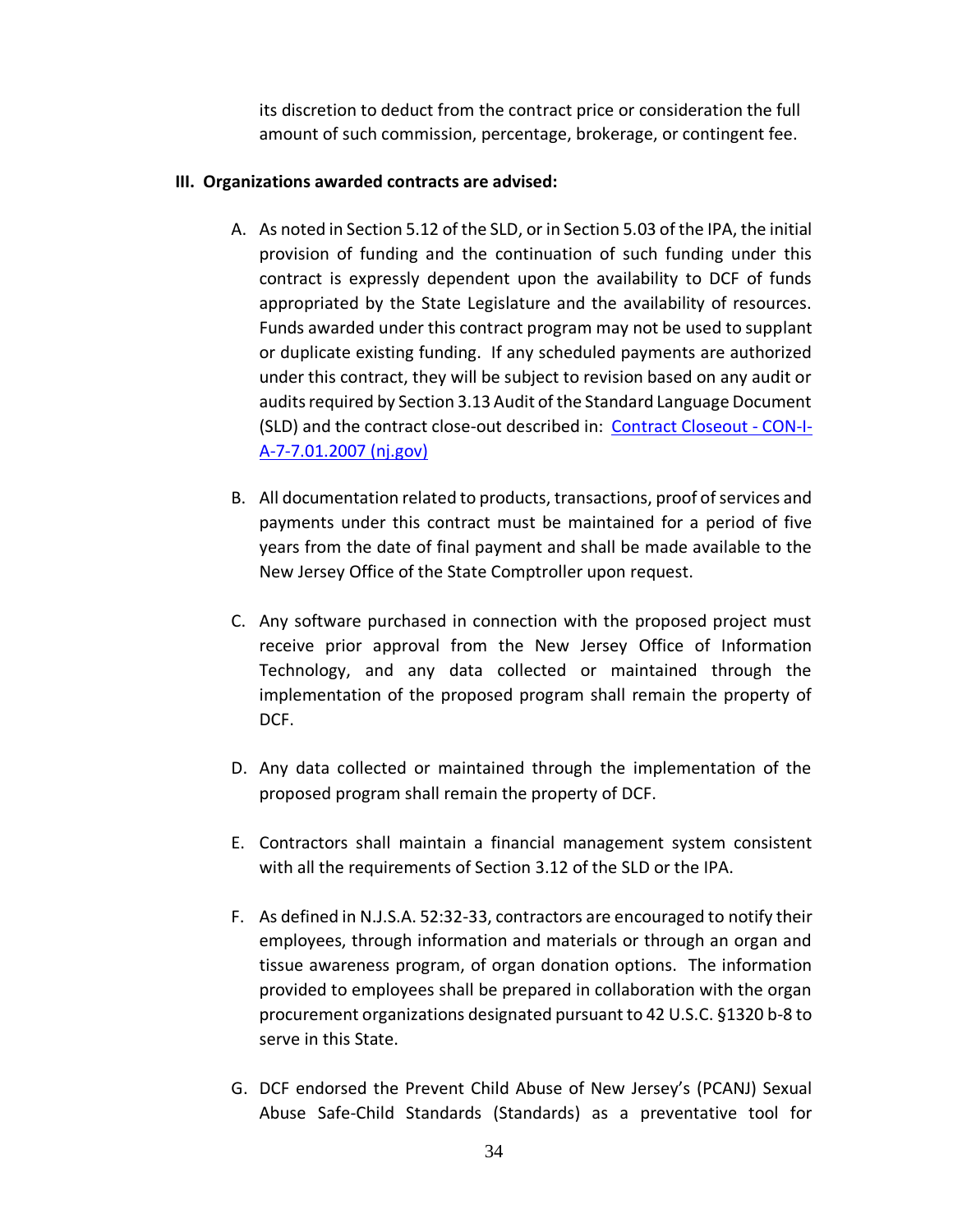its discretion to deduct from the contract price or consideration the full amount of such commission, percentage, brokerage, or contingent fee.

**III. Organizations awarded contracts are advised:**

A. As noted in Section 5.12 of the SLD, or in Section 5.03 of the IPA, the initial provision of funding and the continuation of such funding under this contract is expressly dependent upon the availability to DCF of funds appropriated by the State Legislature and the availability of resources. Funds awarded under this contract program may not be used to supplant or duplicate existing funding. If any scheduled payments are authorized under this contract, they will be subject to revision based on any audit or audits required by Section 3.13 Audit of the Standard Language Document (SLD) and the contract close-out described in: [Contract Closeout - CON-I-A-7-7.01.2007 (nj.gov)]()

B. All documentation related to products, transactions, proof of services and payments under this contract must be maintained for a period of five years from the date of final payment and shall be made available to the New Jersey Office of the State Comptroller upon request.

C. Any software purchased in connection with the proposed project must receive prior approval from the New Jersey Office of Information Technology, and any data collected or maintained through the implementation of the proposed program shall remain the property of DCF.

D. Any data collected or maintained through the implementation of the proposed program shall remain the property of DCF.

E. Contractors shall maintain a financial management system consistent with all the requirements of Section 3.12 of the SLD or the IPA.

F. As defined in N.J.S.A. 52:32-33, contractors are encouraged to notify their employees, through information and materials or through an organ and tissue awareness program, of organ donation options. The information provided to employees shall be prepared in collaboration with the organ procurement organizations designated pursuant to 42 U.S.C. §1320 b-8 to serve in this State.

G. DCF endorsed the Prevent Child Abuse of New Jersey's (PCANJ) Sexual Abuse Safe-Child Standards (Standards) as a preventative tool for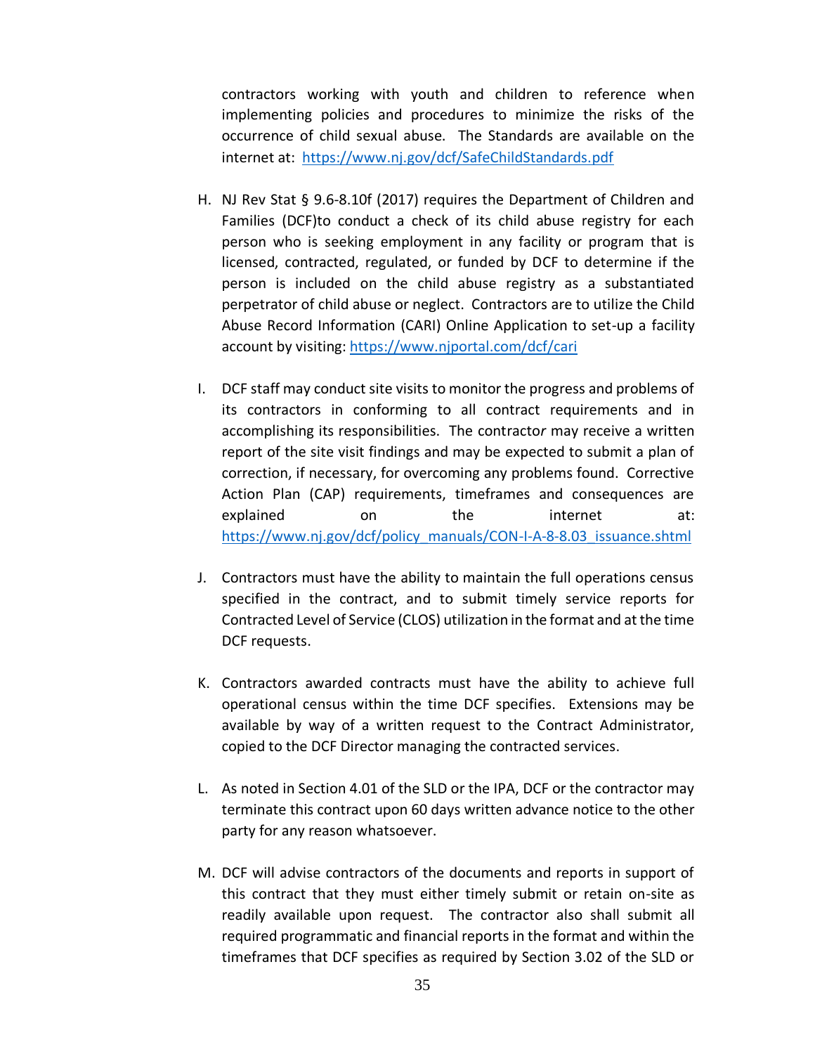contractors working with youth and children to reference when implementing policies and procedures to minimize the risks of the occurrence of child sexual abuse. The Standards are available on the internet at: https://www.nj.gov/dcf/SafeChildStandards.pdf

H. NJ Rev Stat § 9.6-8.10f (2017) requires the Department of Children and Families (DCF)to conduct a check of its child abuse registry for each person who is seeking employment in any facility or program that is licensed, contracted, regulated, or funded by DCF to determine if the person is included on the child abuse registry as a substantiated perpetrator of child abuse or neglect. Contractors are to utilize the Child Abuse Record Information (CARI) Online Application to set-up a facility account by visiting: https://www.njportal.com/dcf/cari

I. DCF staff may conduct site visits to monitor the progress and problems of its contractors in conforming to all contract requirements and in accomplishing its responsibilities. The contractor may receive a written report of the site visit findings and may be expected to submit a plan of correction, if necessary, for overcoming any problems found. Corrective Action Plan (CAP) requirements, timeframes and consequences are explained on the internet at: https://www.nj.gov/dcf/policy_manuals/CON-I-A-8-8.03_issuance.shtml

J. Contractors must have the ability to maintain the full operations census specified in the contract, and to submit timely service reports for Contracted Level of Service (CLOS) utilization in the format and at the time DCF requests.

K. Contractors awarded contracts must have the ability to achieve full operational census within the time DCF specifies. Extensions may be available by way of a written request to the Contract Administrator, copied to the DCF Director managing the contracted services.

L. As noted in Section 4.01 of the SLD or the IPA, DCF or the contractor may terminate this contract upon 60 days written advance notice to the other party for any reason whatsoever.

M. DCF will advise contractors of the documents and reports in support of this contract that they must either timely submit or retain on-site as readily available upon request. The contractor also shall submit all required programmatic and financial reports in the format and within the timeframes that DCF specifies as required by Section 3.02 of the SLD or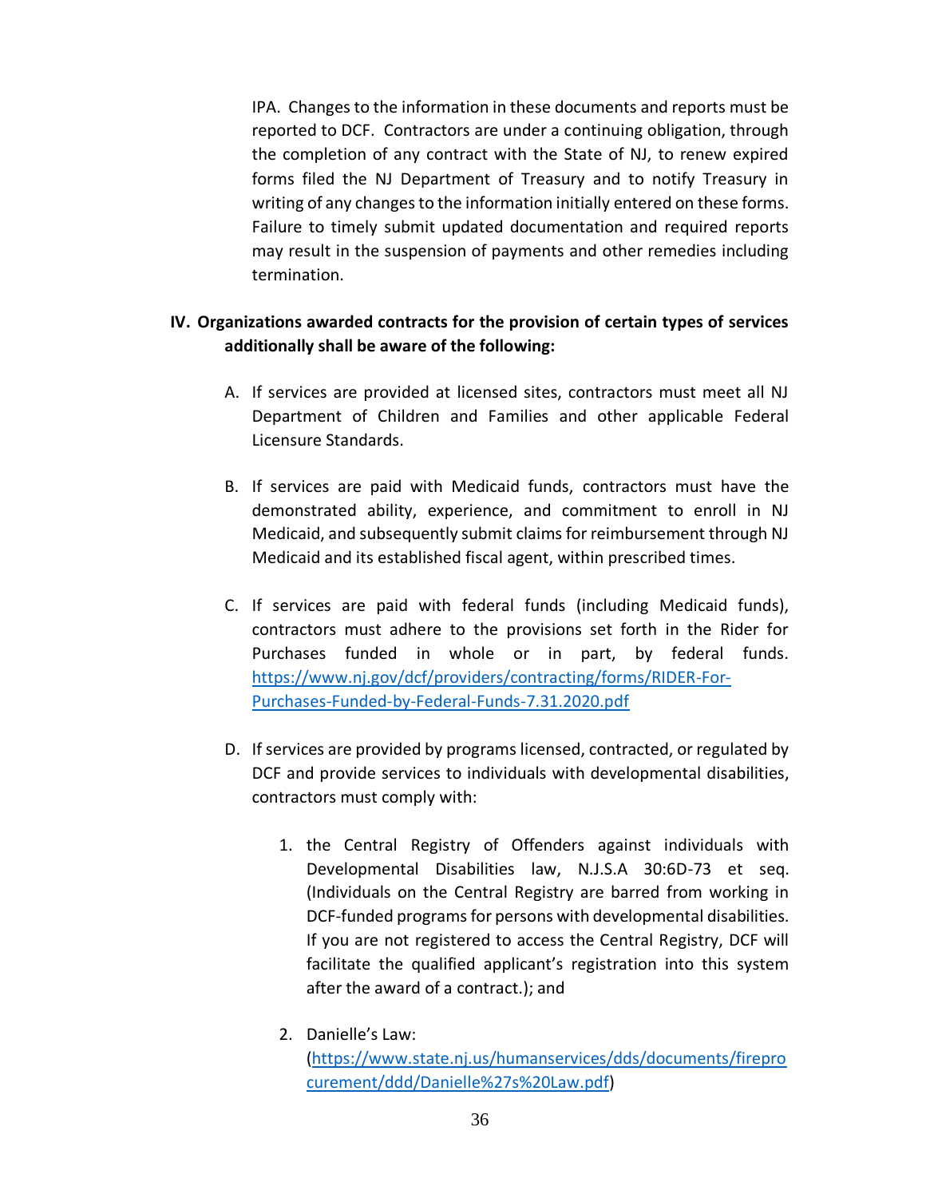IPA. Changes to the information in these documents and reports must be reported to DCF. Contractors are under a continuing obligation, through the completion of any contract with the State of NJ, to renew expired forms filed the NJ Department of Treasury and to notify Treasury in writing of any changes to the information initially entered on these forms. Failure to timely submit updated documentation and required reports may result in the suspension of payments and other remedies including termination.

**IV. Organizations awarded contracts for the provision of certain types of services additionally shall be aware of the following:**

A. If services are provided at licensed sites, contractors must meet all NJ Department of Children and Families and other applicable Federal Licensure Standards.

B. If services are paid with Medicaid funds, contractors must have the demonstrated ability, experience, and commitment to enroll in NJ Medicaid, and subsequently submit claims for reimbursement through NJ Medicaid and its established fiscal agent, within prescribed times.

C. If services are paid with federal funds (including Medicaid funds), contractors must adhere to the provisions set forth in the Rider for Purchases funded in whole or in part, by federal funds. [https://www.nj.gov/dcf/providers/contracting/forms/RIDER-For-Purchases-Funded-by-Federal-Funds-7.31.2020.pdf](https://www.nj.gov/dcf/providers/contracting/forms/RIDER-For-Purchases-Funded-by-Federal-Funds-7.31.2020.pdf)

D. If services are provided by programs licensed, contracted, or regulated by DCF and provide services to individuals with developmental disabilities, contractors must comply with:

1. the Central Registry of Offenders against individuals with Developmental Disabilities law, N.J.S.A 30:6D-73 et seq. (Individuals on the Central Registry are barred from working in DCF-funded programs for persons with developmental disabilities. If you are not registered to access the Central Registry, DCF will facilitate the qualified applicant's registration into this system after the award of a contract.); and

2. Danielle's Law: ([https://www.state.nj.us/humanservices/dds/documents/fireprocurement/ddd/Danielle%27s%20Law.pdf](https://www.state.nj.us/humanservices/dds/documents/fireprocurement/ddd/Danielle%27s%20Law.pdf))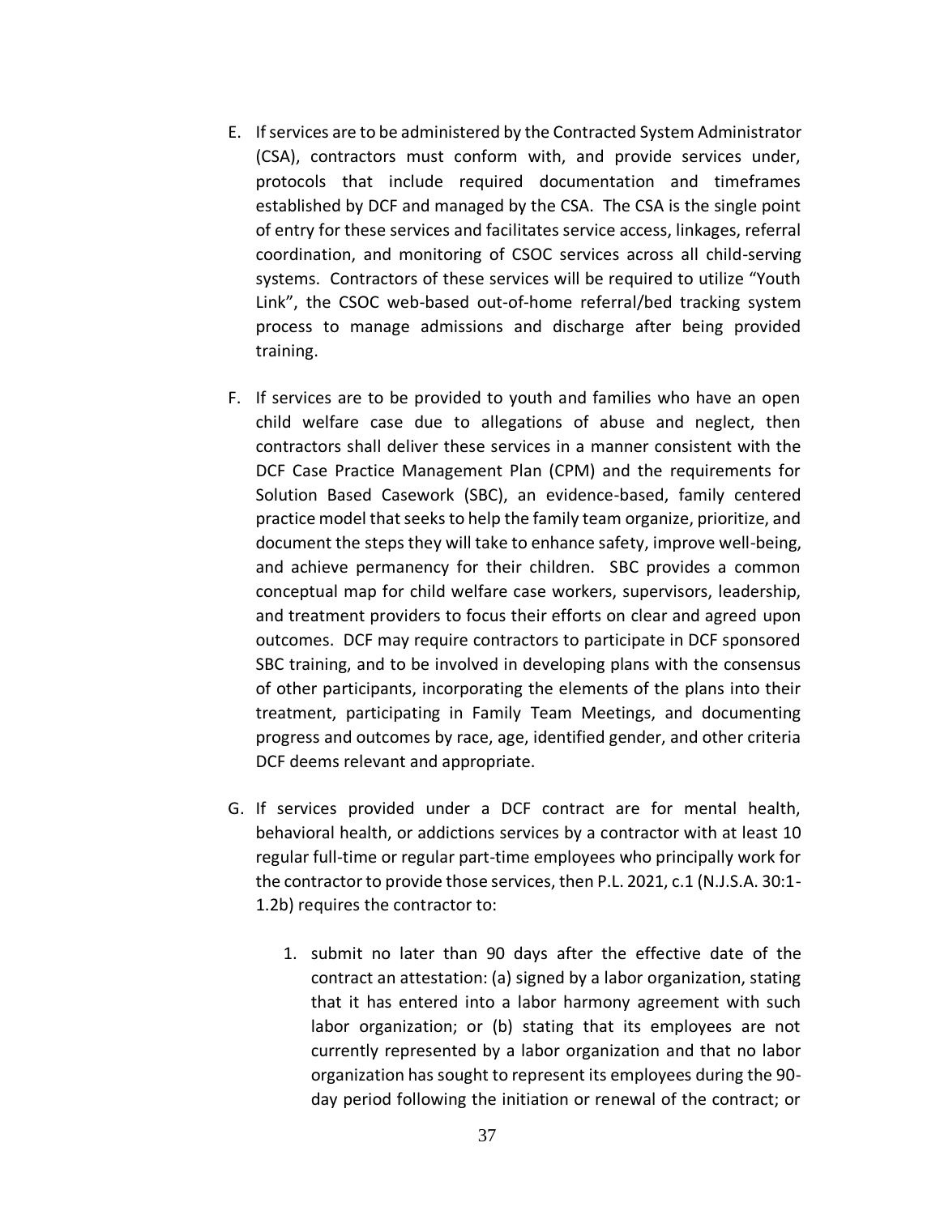E. If services are to be administered by the Contracted System Administrator (CSA), contractors must conform with, and provide services under, protocols that include required documentation and timeframes established by DCF and managed by the CSA. The CSA is the single point of entry for these services and facilitates service access, linkages, referral coordination, and monitoring of CSOC services across all child-serving systems. Contractors of these services will be required to utilize "Youth Link", the CSOC web-based out-of-home referral/bed tracking system process to manage admissions and discharge after being provided training.

F. If services are to be provided to youth and families who have an open child welfare case due to allegations of abuse and neglect, then contractors shall deliver these services in a manner consistent with the DCF Case Practice Management Plan (CPM) and the requirements for Solution Based Casework (SBC), an evidence-based, family centered practice model that seeks to help the family team organize, prioritize, and document the steps they will take to enhance safety, improve well-being, and achieve permanency for their children. SBC provides a common conceptual map for child welfare case workers, supervisors, leadership, and treatment providers to focus their efforts on clear and agreed upon outcomes. DCF may require contractors to participate in DCF sponsored SBC training, and to be involved in developing plans with the consensus of other participants, incorporating the elements of the plans into their treatment, participating in Family Team Meetings, and documenting progress and outcomes by race, age, identified gender, and other criteria DCF deems relevant and appropriate.

G. If services provided under a DCF contract are for mental health, behavioral health, or addictions services by a contractor with at least 10 regular full-time or regular part-time employees who principally work for the contractor to provide those services, then P.L. 2021, c.1 (N.J.S.A. 30:1-1.2b) requires the contractor to:

   1. submit no later than 90 days after the effective date of the contract an attestation: (a) signed by a labor organization, stating that it has entered into a labor harmony agreement with such labor organization; or (b) stating that its employees are not currently represented by a labor organization and that no labor organization has sought to represent its employees during the 90-day period following the initiation or renewal of the contract; or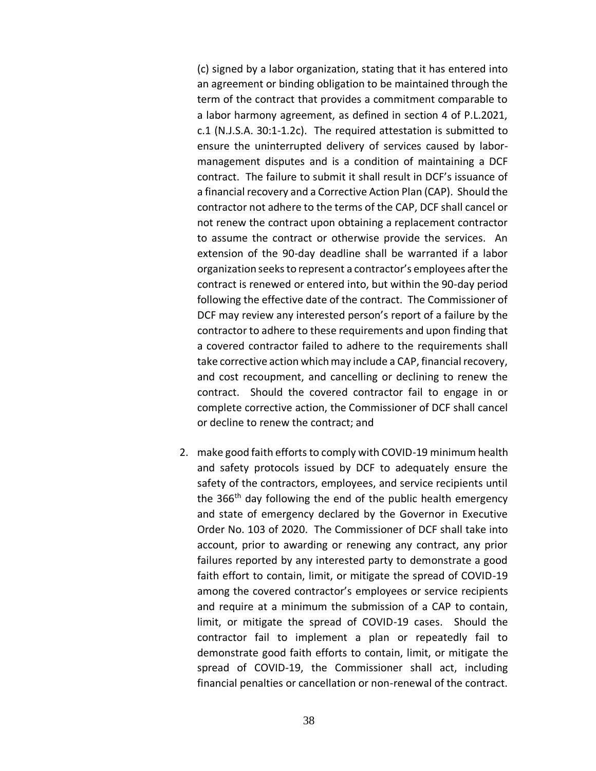(c) signed by a labor organization, stating that it has entered into an agreement or binding obligation to be maintained through the term of the contract that provides a commitment comparable to a labor harmony agreement, as defined in section 4 of P.L.2021, c.1 (N.J.S.A. 30:1-1.2c). The required attestation is submitted to ensure the uninterrupted delivery of services caused by labor-management disputes and is a condition of maintaining a DCF contract. The failure to submit it shall result in DCF's issuance of a financial recovery and a Corrective Action Plan (CAP). Should the contractor not adhere to the terms of the CAP, DCF shall cancel or not renew the contract upon obtaining a replacement contractor to assume the contract or otherwise provide the services. An extension of the 90-day deadline shall be warranted if a labor organization seeks to represent a contractor's employees after the contract is renewed or entered into, but within the 90-day period following the effective date of the contract. The Commissioner of DCF may review any interested person's report of a failure by the contractor to adhere to these requirements and upon finding that a covered contractor failed to adhere to the requirements shall take corrective action which may include a CAP, financial recovery, and cost recoupment, and cancelling or declining to renew the contract. Should the covered contractor fail to engage in or complete corrective action, the Commissioner of DCF shall cancel or decline to renew the contract; and

2. make good faith efforts to comply with COVID-19 minimum health and safety protocols issued by DCF to adequately ensure the safety of the contractors, employees, and service recipients until the 366th day following the end of the public health emergency and state of emergency declared by the Governor in Executive Order No. 103 of 2020. The Commissioner of DCF shall take into account, prior to awarding or renewing any contract, any prior failures reported by any interested party to demonstrate a good faith effort to contain, limit, or mitigate the spread of COVID-19 among the covered contractor's employees or service recipients and require at a minimum the submission of a CAP to contain, limit, or mitigate the spread of COVID-19 cases. Should the contractor fail to implement a plan or repeatedly fail to demonstrate good faith efforts to contain, limit, or mitigate the spread of COVID-19, the Commissioner shall act, including financial penalties or cancellation or non-renewal of the contract.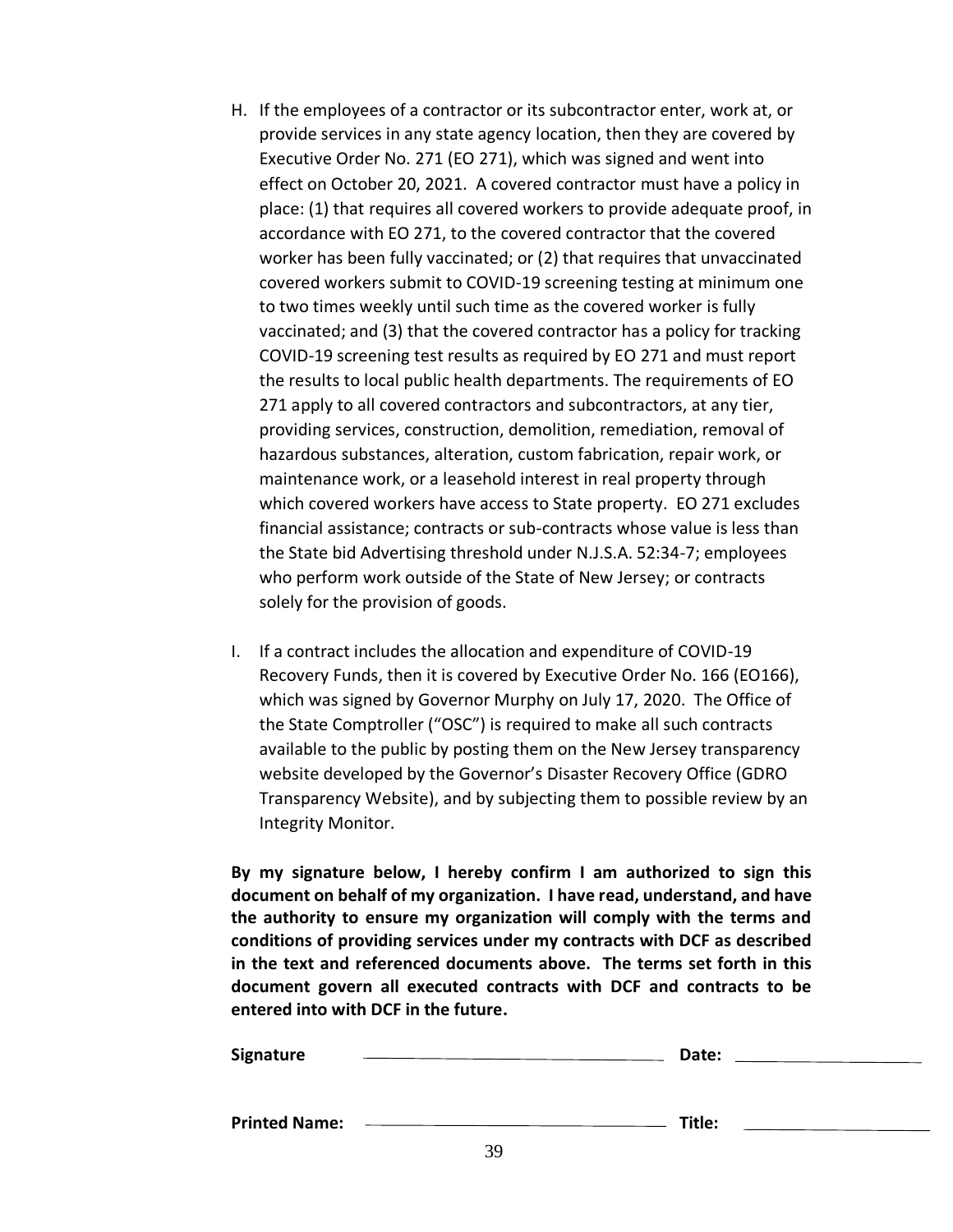H. If the employees of a contractor or its subcontractor enter, work at, or provide services in any state agency location, then they are covered by Executive Order No. 271 (EO 271), which was signed and went into effect on October 20, 2021. A covered contractor must have a policy in place: (1) that requires all covered workers to provide adequate proof, in accordance with EO 271, to the covered contractor that the covered worker has been fully vaccinated; or (2) that requires that unvaccinated covered workers submit to COVID-19 screening testing at minimum one to two times weekly until such time as the covered worker is fully vaccinated; and (3) that the covered contractor has a policy for tracking COVID-19 screening test results as required by EO 271 and must report the results to local public health departments. The requirements of EO 271 apply to all covered contractors and subcontractors, at any tier, providing services, construction, demolition, remediation, removal of hazardous substances, alteration, custom fabrication, repair work, or maintenance work, or a leasehold interest in real property through which covered workers have access to State property. EO 271 excludes financial assistance; contracts or sub-contracts whose value is less than the State bid Advertising threshold under N.J.S.A. 52:34-7; employees who perform work outside of the State of New Jersey; or contracts solely for the provision of goods.

I. If a contract includes the allocation and expenditure of COVID-19 Recovery Funds, then it is covered by Executive Order No. 166 (EO166), which was signed by Governor Murphy on July 17, 2020. The Office of the State Comptroller ("OSC") is required to make all such contracts available to the public by posting them on the New Jersey transparency website developed by the Governor's Disaster Recovery Office (GDRO Transparency Website), and by subjecting them to possible review by an Integrity Monitor.

**By my signature below, I hereby confirm I am authorized to sign this document on behalf of my organization. I have read, understand, and have the authority to ensure my organization will comply with the terms and conditions of providing services under my contracts with DCF as described in the text and referenced documents above. The terms set forth in this document govern all executed contracts with DCF and contracts to be entered into with DCF in the future.**

**Signature** \_\_\_\_\_\_\_\_\_\_\_\_\_\_\_\_\_\_\_\_\_\_\_\_\_\_\_\_\_\_\_\_ **Date:** \_\_\_\_\_\_\_\_\_\_\_\_\_\_\_\_\_\_\_\_

**Printed Name:** \_\_\_\_\_\_\_\_\_\_\_\_\_\_\_\_\_\_\_\_\_\_\_\_\_\_\_\_\_\_\_\_ **Title:** \_\_\_\_\_\_\_\_\_\_\_\_\_\_\_\_\_\_\_\_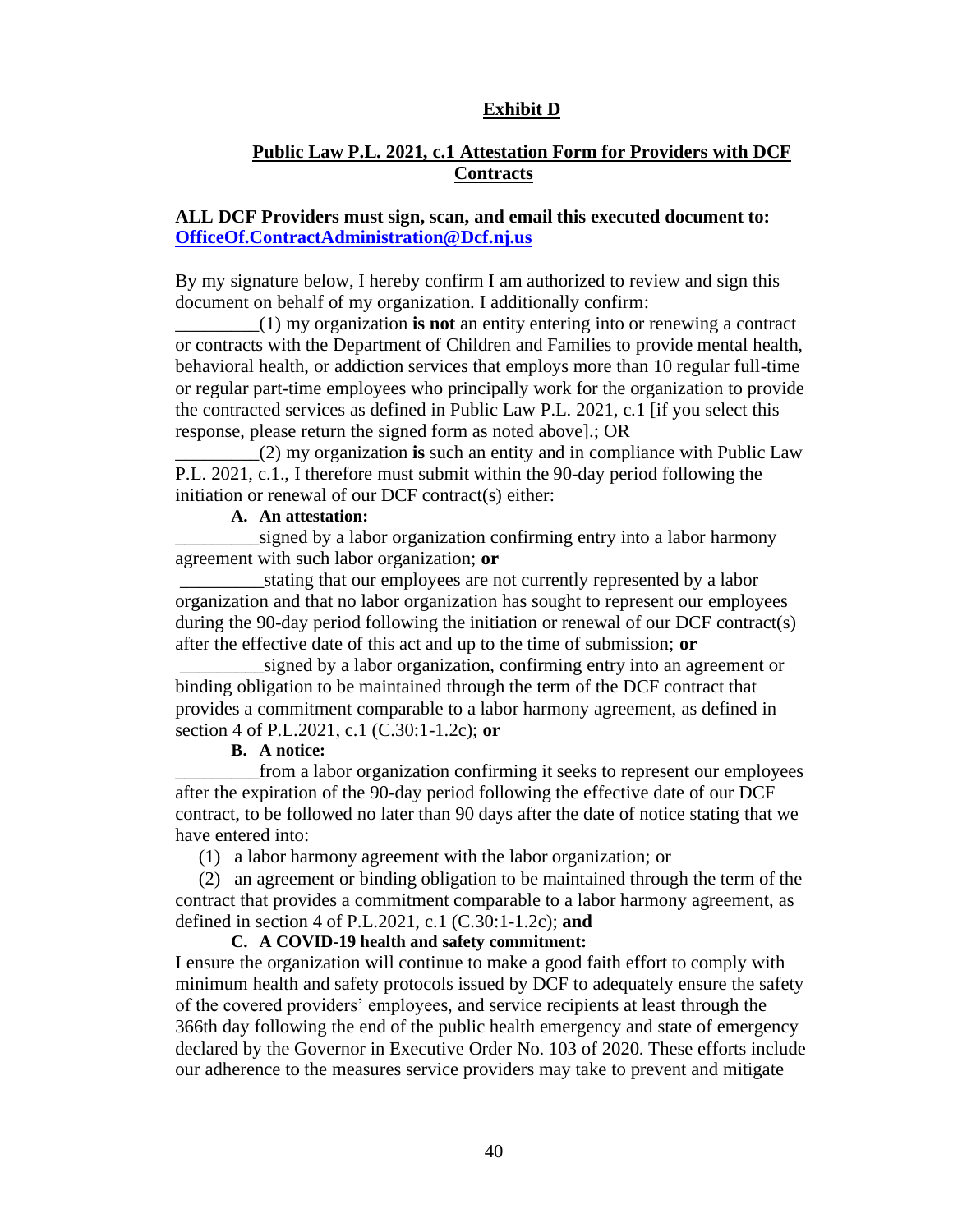## Exhibit D

### Public Law P.L. 2021, c.1 Attestation Form for Providers with DCF Contracts

**ALL DCF Providers must sign, scan, and email this executed document to: [OfficeOf.ContractAdministration@Dcf.nj.us](mailto:OfficeOf.ContractAdministration@Dcf.nj.us)**

By my signature below, I hereby confirm I am authorized to review and sign this document on behalf of my organization. I additionally confirm:

_________(1) my organization **is not** an entity entering into or renewing a contract or contracts with the Department of Children and Families to provide mental health, behavioral health, or addiction services that employs more than 10 regular full-time or regular part-time employees who principally work for the organization to provide the contracted services as defined in Public Law P.L. 2021, c.1 [if you select this response, please return the signed form as noted above].; OR

_________(2) my organization **is** such an entity and in compliance with Public Law P.L. 2021, c.1., I therefore must submit within the 90-day period following the initiation or renewal of our DCF contract(s) either:

**A. An attestation:**

_________signed by a labor organization confirming entry into a labor harmony agreement with such labor organization; **or**

_________stating that our employees are not currently represented by a labor organization and that no labor organization has sought to represent our employees during the 90-day period following the initiation or renewal of our DCF contract(s) after the effective date of this act and up to the time of submission; **or**

_________signed by a labor organization, confirming entry into an agreement or binding obligation to be maintained through the term of the DCF contract that provides a commitment comparable to a labor harmony agreement, as defined in section 4 of P.L.2021, c.1 (C.30:1-1.2c); **or**

**B. A notice:**

_________from a labor organization confirming it seeks to represent our employees after the expiration of the 90-day period following the effective date of our DCF contract, to be followed no later than 90 days after the date of notice stating that we have entered into:

(1) a labor harmony agreement with the labor organization; or

(2) an agreement or binding obligation to be maintained through the term of the contract that provides a commitment comparable to a labor harmony agreement, as defined in section 4 of P.L.2021, c.1 (C.30:1-1.2c); **and**

**C. A COVID-19 health and safety commitment:**

I ensure the organization will continue to make a good faith effort to comply with minimum health and safety protocols issued by DCF to adequately ensure the safety of the covered providers' employees, and service recipients at least through the 366th day following the end of the public health emergency and state of emergency declared by the Governor in Executive Order No. 103 of 2020. These efforts include our adherence to the measures service providers may take to prevent and mitigate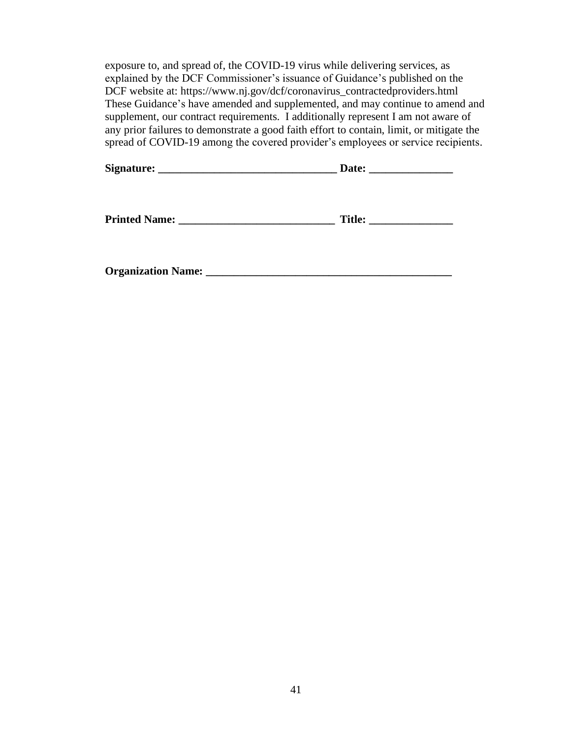exposure to, and spread of, the COVID-19 virus while delivering services, as explained by the DCF Commissioner's issuance of Guidance's published on the DCF website at: https://www.nj.gov/dcf/coronavirus_contractedproviders.html These Guidance's have amended and supplemented, and may continue to amend and supplement, our contract requirements. I additionally represent I am not aware of any prior failures to demonstrate a good faith effort to contain, limit, or mitigate the spread of COVID-19 among the covered provider's employees or service recipients.

**Signature: ________________________________ Date: _______________**

**Printed Name: ____________________________ Title: _______________**

**Organization Name: _____________________________________________**